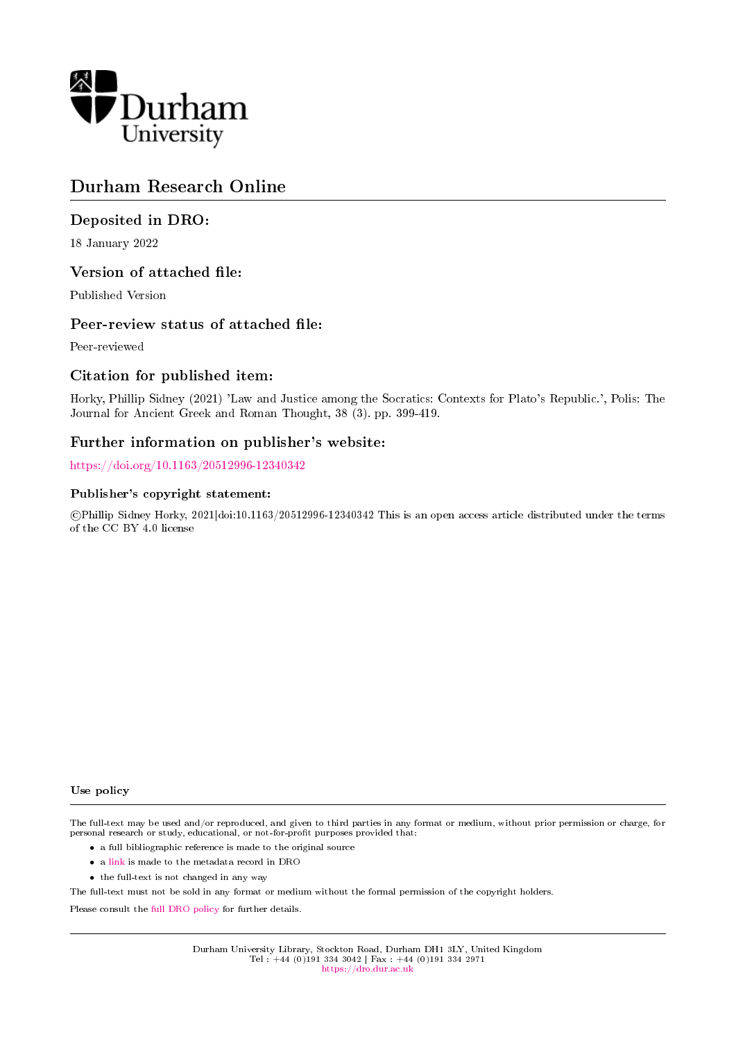Durham University

# Durham Research Online

## Deposited in DRO:

18 January 2022

## Version of attached file:

Published Version

## Peer-review status of attached file:

Peer-reviewed

## Citation for published item:

Horky, Phillip Sidney (2021) 'Law and Justice among the Socratics: Contexts for Plato's Republic.', Polis: The Journal for Ancient Greek and Roman Thought, 38 (3). pp. 399-419.

## Further information on publisher's website:

https://doi.org/10.1163/20512996-12340342

### Publisher's copyright statement:

©Phillip Sidney Horky, 2021|doi:10.1163/20512996-12340342 This is an open access article distributed under the terms of the CC BY 4.0 license

### Use policy

The full-text may be used and/or reproduced, and given to third parties in any format or medium, without prior permission or charge, for personal research or study, educational, or not-for-profit purposes provided that:

- a full bibliographic reference is made to the original source
- a link is made to the metadata record in DRO
- the full-text is not changed in any way

The full-text must not be sold in any format or medium without the formal permission of the copyright holders.

Please consult the full DRO policy for further details.

Durham University Library, Stockton Road, Durham DH1 3LY, United Kingdom
Tel : +44 (0)191 334 3042 | Fax : +44 (0)191 334 2971
https://dro.dur.ac.uk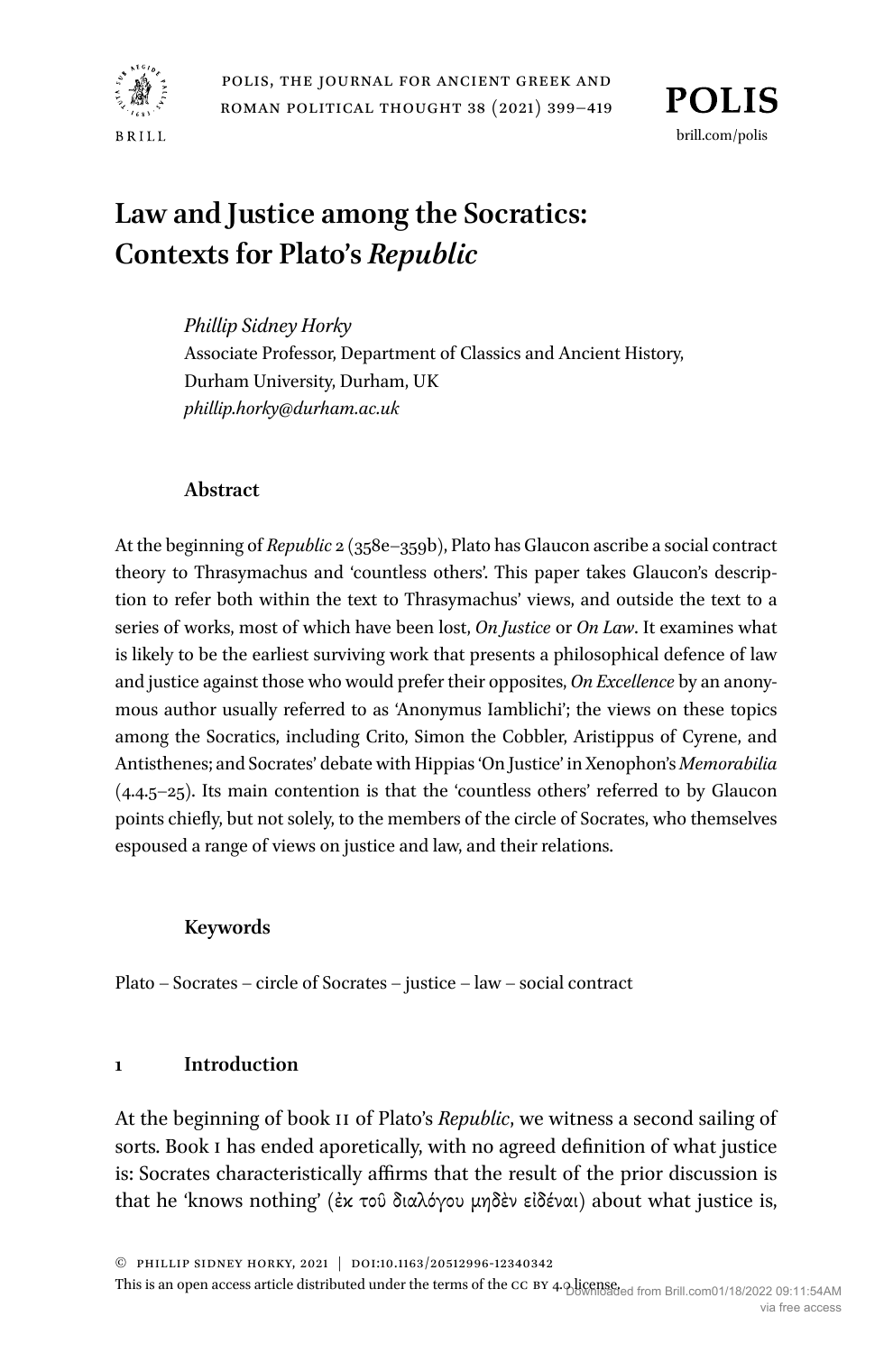# Law and Justice among the Socratics: Contexts for Plato's *Republic*

*Phillip Sidney Horky*
Associate Professor, Department of Classics and Ancient History, Durham University, Durham, UK
*phillip.horky@durham.ac.uk*

## Abstract

At the beginning of *Republic* 2 (358e–359b), Plato has Glaucon ascribe a social contract theory to Thrasymachus and 'countless others'. This paper takes Glaucon's description to refer both within the text to Thrasymachus' views, and outside the text to a series of works, most of which have been lost, *On Justice* or *On Law*. It examines what is likely to be the earliest surviving work that presents a philosophical defence of law and justice against those who would prefer their opposites, *On Excellence* by an anonymous author usually referred to as 'Anonymus Iamblichi'; the views on these topics among the Socratics, including Crito, Simon the Cobbler, Aristippus of Cyrene, and Antisthenes; and Socrates' debate with Hippias 'On Justice' in Xenophon's *Memorabilia* (4.4.5–25). Its main contention is that the 'countless others' referred to by Glaucon points chiefly, but not solely, to the members of the circle of Socrates, who themselves espoused a range of views on justice and law, and their relations.

## Keywords

Plato – Socrates – circle of Socrates – justice – law – social contract

## 1 Introduction

At the beginning of book II of Plato's *Republic*, we witness a second sailing of sorts. Book I has ended aporetically, with no agreed definition of what justice is: Socrates characteristically affirms that the result of the prior discussion is that he 'knows nothing' (ἐκ τοῦ διαλόγου μηδὲν εἰδέναι) about what justice is,

© Phillip Sidney Horky, 2021 | doi:10.1163/20512996-12340342
This is an open access article distributed under the terms of the CC BY 4.0 license.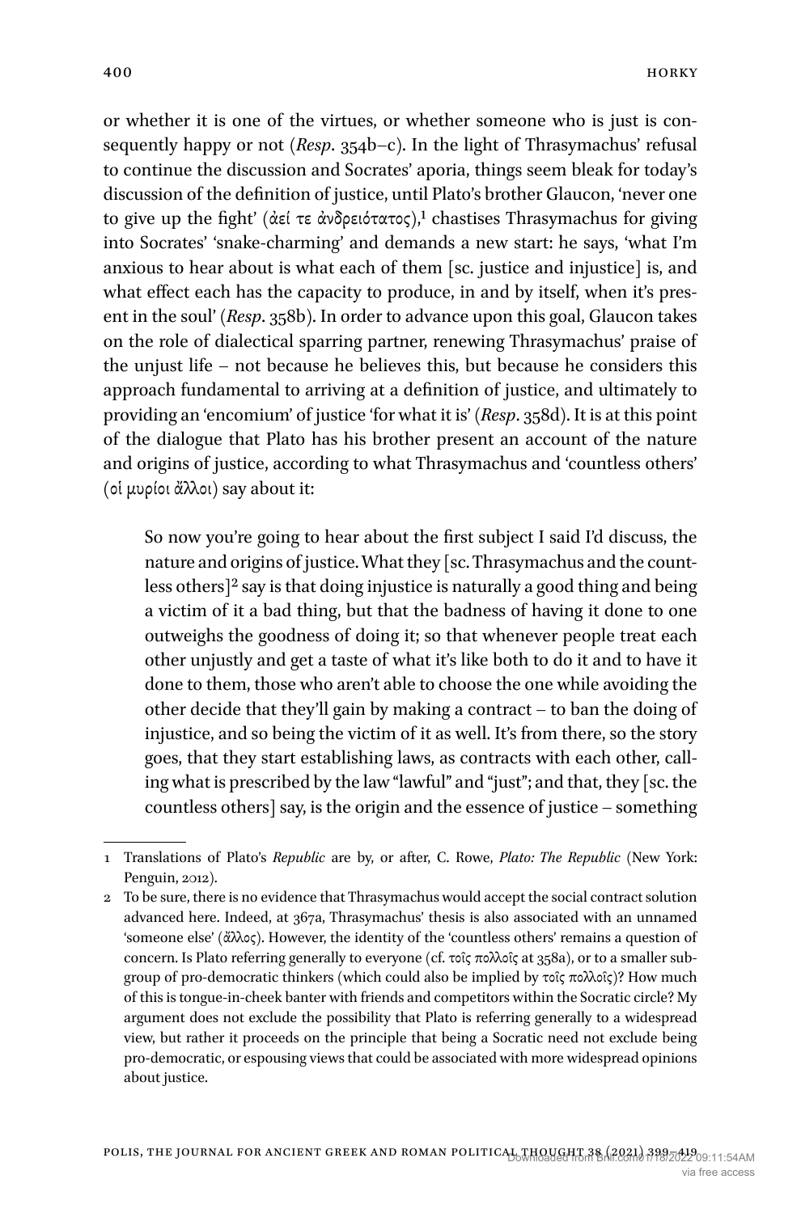or whether it is one of the virtues, or whether someone who is just is consequently happy or not (*Resp*. 354b–c). In the light of Thrasymachus' refusal to continue the discussion and Socrates' aporia, things seem bleak for today's discussion of the definition of justice, until Plato's brother Glaucon, 'never one to give up the fight' (ἀεί τε ἀνδρειότατος),[1] chastises Thrasymachus for giving into Socrates' 'snake-charming' and demands a new start: he says, 'what I'm anxious to hear about is what each of them [sc. justice and injustice] is, and what effect each has the capacity to produce, in and by itself, when it's present in the soul' (*Resp*. 358b). In order to advance upon this goal, Glaucon takes on the role of dialectical sparring partner, renewing Thrasymachus' praise of the unjust life – not because he believes this, but because he considers this approach fundamental to arriving at a definition of justice, and ultimately to providing an 'encomium' of justice 'for what it is' (*Resp*. 358d). It is at this point of the dialogue that Plato has his brother present an account of the nature and origins of justice, according to what Thrasymachus and 'countless others' (οἱ μυρίοι ἄλλοι) say about it:

> So now you're going to hear about the first subject I said I'd discuss, the nature and origins of justice. What they [sc. Thrasymachus and the countless others][2] say is that doing injustice is naturally a good thing and being a victim of it a bad thing, but that the badness of having it done to one outweighs the goodness of doing it; so that whenever people treat each other unjustly and get a taste of what it's like both to do it and to have it done to them, those who aren't able to choose the one while avoiding the other decide that they'll gain by making a contract – to ban the doing of injustice, and so being the victim of it as well. It's from there, so the story goes, that they start establishing laws, as contracts with each other, calling what is prescribed by the law "lawful" and "just"; and that, they [sc. the countless others] say, is the origin and the essence of justice – something

---

1 Translations of Plato's *Republic* are by, or after, C. Rowe, *Plato: The Republic* (New York: Penguin, 2012).

2 To be sure, there is no evidence that Thrasymachus would accept the social contract solution advanced here. Indeed, at 367a, Thrasymachus' thesis is also associated with an unnamed 'someone else' (ἄλλος). However, the identity of the 'countless others' remains a question of concern. Is Plato referring generally to everyone (cf. τοῖς πολλοῖς at 358a), or to a smaller subgroup of pro-democratic thinkers (which could also be implied by τοῖς πολλοῖς)? How much of this is tongue-in-cheek banter with friends and competitors within the Socratic circle? My argument does not exclude the possibility that Plato is referring generally to a widespread view, but rather it proceeds on the principle that being a Socratic need not exclude being pro-democratic, or espousing views that could be associated with more widespread opinions about justice.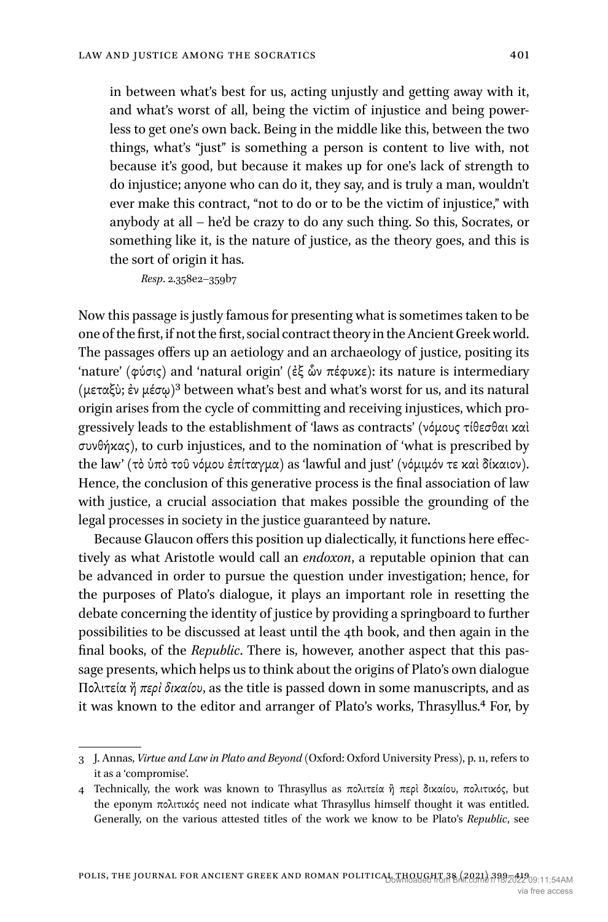in between what's best for us, acting unjustly and getting away with it, and what's worst of all, being the victim of injustice and being powerless to get one's own back. Being in the middle like this, between the two things, what's "just" is something a person is content to live with, not because it's good, but because it makes up for one's lack of strength to do injustice; anyone who can do it, they say, and is truly a man, wouldn't ever make this contract, "not to do or to be the victim of injustice," with anybody at all – he'd be crazy to do any such thing. So this, Socrates, or something like it, is the nature of justice, as the theory goes, and this is the sort of origin it has.

*Resp*. 2.358e2–359b7

Now this passage is justly famous for presenting what is sometimes taken to be one of the first, if not the first, social contract theory in the Ancient Greek world. The passages offers up an aetiology and an archaeology of justice, positing its 'nature' (φύσις) and 'natural origin' (ἐξ ὧν πέφυκε): its nature is intermediary (μεταξὺ; ἐν μέσῳ)[3] between what's best and what's worst for us, and its natural origin arises from the cycle of committing and receiving injustices, which progressively leads to the establishment of 'laws as contracts' (νόμους τίθεσθαι καὶ συνθήκας), to curb injustices, and to the nomination of 'what is prescribed by the law' (τὸ ὑπὸ τοῦ νόμου ἐπίταγμα) as 'lawful and just' (νόμιμόν τε καὶ δίκαιον). Hence, the conclusion of this generative process is the final association of law with justice, a crucial association that makes possible the grounding of the legal processes in society in the justice guaranteed by nature.

Because Glaucon offers this position up dialectically, it functions here effectively as what Aristotle would call an *endoxon*, a reputable opinion that can be advanced in order to pursue the question under investigation; hence, for the purposes of Plato's dialogue, it plays an important role in resetting the debate concerning the identity of justice by providing a springboard to further possibilities to be discussed at least until the 4th book, and then again in the final books, of the *Republic*. There is, however, another aspect that this passage presents, which helps us to think about the origins of Plato's own dialogue Πολιτεία ἤ *περὶ δικαίου*, as the title is passed down in some manuscripts, and as it was known to the editor and arranger of Plato's works, Thrasyllus.[4] For, by

---

3 J. Annas, *Virtue and Law in Plato and Beyond* (Oxford: Oxford University Press), p. 11, refers to it as a 'compromise'.

4 Technically, the work was known to Thrasyllus as πολιτεία ἢ περὶ δικαίου, πολιτικός, but the eponym πολιτικός need not indicate what Thrasyllus himself thought it was entitled. Generally, on the various attested titles of the work we know to be Plato's *Republic*, see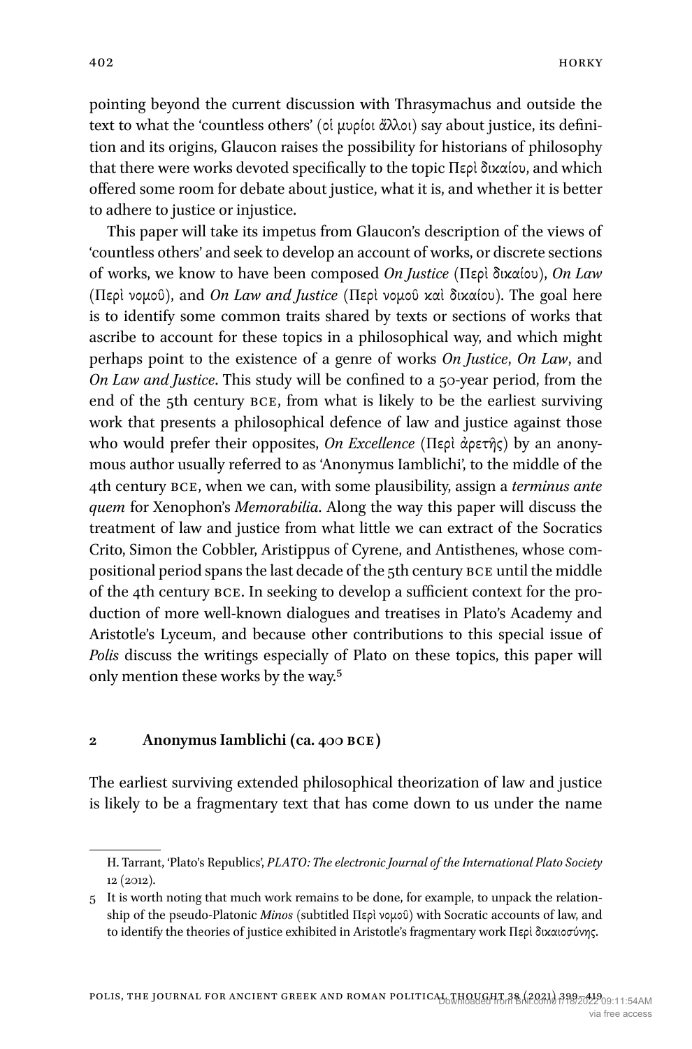pointing beyond the current discussion with Thrasymachus and outside the text to what the 'countless others' (οἱ μυρίοι ἄλλοι) say about justice, its definition and its origins, Glaucon raises the possibility for historians of philosophy that there were works devoted specifically to the topic Περὶ δικαίου, and which offered some room for debate about justice, what it is, and whether it is better to adhere to justice or injustice.

This paper will take its impetus from Glaucon's description of the views of 'countless others' and seek to develop an account of works, or discrete sections of works, we know to have been composed *On Justice* (Περὶ δικαίου), *On Law* (Περὶ νομοῦ), and *On Law and Justice* (Περὶ νομοῦ καὶ δικαίου). The goal here is to identify some common traits shared by texts or sections of works that ascribe to account for these topics in a philosophical way, and which might perhaps point to the existence of a genre of works *On Justice*, *On Law*, and *On Law and Justice*. This study will be confined to a 50-year period, from the end of the 5th century BCE, from what is likely to be the earliest surviving work that presents a philosophical defence of law and justice against those who would prefer their opposites, *On Excellence* (Περὶ ἀρετῆς) by an anonymous author usually referred to as 'Anonymus Iamblichi', to the middle of the 4th century BCE, when we can, with some plausibility, assign a *terminus ante quem* for Xenophon's *Memorabilia*. Along the way this paper will discuss the treatment of law and justice from what little we can extract of the Socratics Crito, Simon the Cobbler, Aristippus of Cyrene, and Antisthenes, whose compositional period spans the last decade of the 5th century BCE until the middle of the 4th century BCE. In seeking to develop a sufficient context for the production of more well-known dialogues and treatises in Plato's Academy and Aristotle's Lyceum, and because other contributions to this special issue of *Polis* discuss the writings especially of Plato on these topics, this paper will only mention these works by the way.[5]

## 2 Anonymus Iamblichi (ca. 400 BCE)

The earliest surviving extended philosophical theorization of law and justice is likely to be a fragmentary text that has come down to us under the name

---

H. Tarrant, 'Plato's Republics', *PLATO: The electronic Journal of the International Plato Society* 12 (2012).

5 It is worth noting that much work remains to be done, for example, to unpack the relationship of the pseudo-Platonic *Minos* (subtitled Περὶ νομοῦ) with Socratic accounts of law, and to identify the theories of justice exhibited in Aristotle's fragmentary work Περὶ δικαιοσύνης.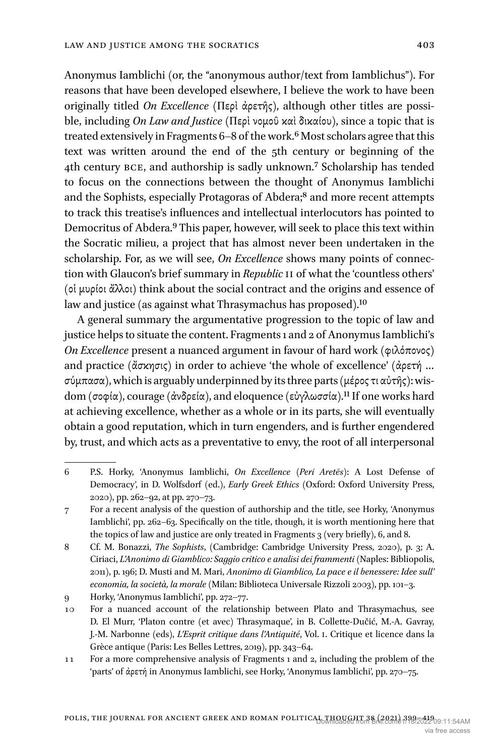Anonymus Iamblichi (or, the "anonymous author/text from Iamblichus"). For reasons that have been developed elsewhere, I believe the work to have been originally titled *On Excellence* (Περὶ ἀρετῆς), although other titles are possible, including *On Law and Justice* (Περὶ νομοῦ καὶ δικαίου), since a topic that is treated extensively in Fragments 6–8 of the work.[6] Most scholars agree that this text was written around the end of the 5th century or beginning of the 4th century BCE, and authorship is sadly unknown.[7] Scholarship has tended to focus on the connections between the thought of Anonymus Iamblichi and the Sophists, especially Protagoras of Abdera;[8] and more recent attempts to track this treatise's influences and intellectual interlocutors has pointed to Democritus of Abdera.[9] This paper, however, will seek to place this text within the Socratic milieu, a project that has almost never been undertaken in the scholarship. For, as we will see, *On Excellence* shows many points of connection with Glaucon's brief summary in *Republic* II of what the 'countless others' (οἱ μυρίοι ἄλλοι) think about the social contract and the origins and essence of law and justice (as against what Thrasymachus has proposed).[10]

A general summary the argumentative progression to the topic of law and justice helps to situate the content. Fragments 1 and 2 of Anonymus Iamblichi's *On Excellence* present a nuanced argument in favour of hard work (φιλόπονος) and practice (ἄσκησις) in order to achieve 'the whole of excellence' (ἀρετή … σύμπασα), which is arguably underpinned by its three parts (μέρος τι αὐτῆς): wisdom (σοφία), courage (ἀνδρεία), and eloquence (εὐγλωσσία).[11] If one works hard at achieving excellence, whether as a whole or in its parts, she will eventually obtain a good reputation, which in turn engenders, and is further engendered by, trust, and which acts as a preventative to envy, the root of all interpersonal

---

6 P.S. Horky, 'Anonymus Iamblichi, *On Excellence* (*Peri Aretēs*): A Lost Defense of Democracy', in D. Wolfsdorf (ed.), *Early Greek Ethics* (Oxford: Oxford University Press, 2020), pp. 262–92, at pp. 270–73.

7 For a recent analysis of the question of authorship and the title, see Horky, 'Anonymus Iamblichi', pp. 262–63. Specifically on the title, though, it is worth mentioning here that the topics of law and justice are only treated in Fragments 3 (very briefly), 6, and 8.

8 Cf. M. Bonazzi, *The Sophists*, (Cambridge: Cambridge University Press, 2020), p. 3; A. Ciriaci, *L'Anonimo di Giamblico: Saggio critico e analisi dei frammenti* (Naples: Bibliopolis, 2011), p. 196; D. Musti and M. Mari, *Anonimo di Giamblico, La pace e il benessere: Idee sull' economia, la società, la morale* (Milan: Biblioteca Universale Rizzoli 2003), pp. 101–3.

9 Horky, 'Anonymus Iamblichi', pp. 272–77.

10 For a nuanced account of the relationship between Plato and Thrasymachus, see D. El Murr, 'Platon contre (et avec) Thrasymaque', in B. Collette-Dučić, M.-A. Gavray, J.-M. Narbonne (eds), *L'Esprit critique dans l'Antiquité*, Vol. I. Critique et licence dans la Grèce antique (Paris: Les Belles Lettres, 2019), pp. 343–64.

11 For a more comprehensive analysis of Fragments 1 and 2, including the problem of the 'parts' of ἀρετή in Anonymus Iamblichi, see Horky, 'Anonymus Iamblichi', pp. 270–75.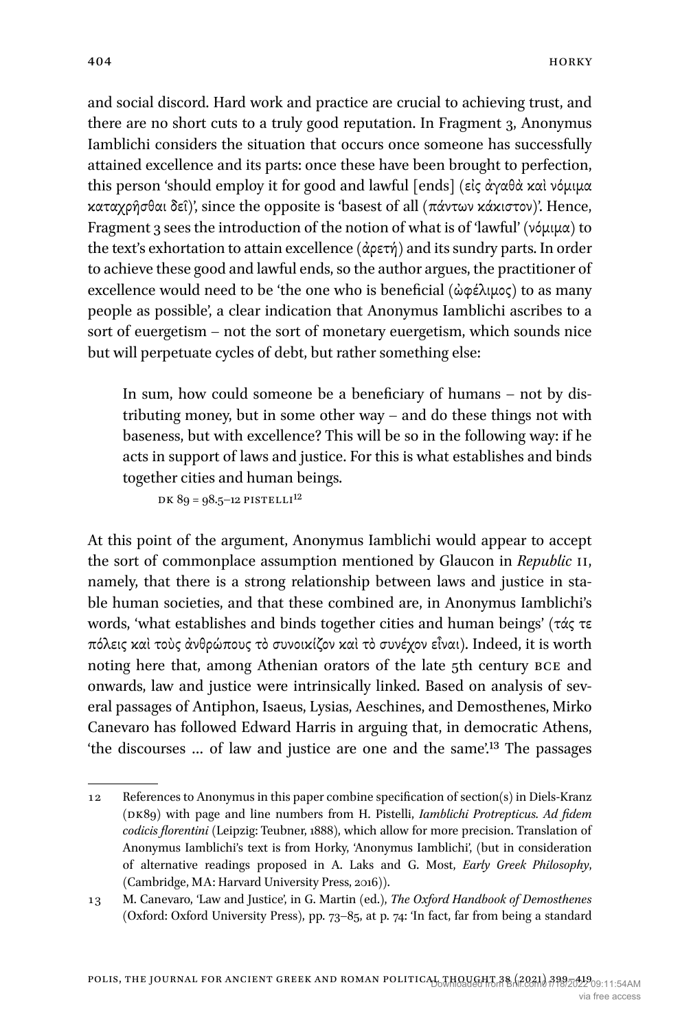and social discord. Hard work and practice are crucial to achieving trust, and there are no short cuts to a truly good reputation. In Fragment 3, Anonymus Iamblichi considers the situation that occurs once someone has successfully attained excellence and its parts: once these have been brought to perfection, this person 'should employ it for good and lawful [ends] (εἰς ἀγαθὰ καὶ νόμιμα καταχρῆσθαι δεῖ)', since the opposite is 'basest of all (πάντων κάκιστον)'. Hence, Fragment 3 sees the introduction of the notion of what is of 'lawful' (νόμιμα) to the text's exhortation to attain excellence (ἀρετή) and its sundry parts. In order to achieve these good and lawful ends, so the author argues, the practitioner of excellence would need to be 'the one who is beneficial (ὠφέλιμος) to as many people as possible', a clear indication that Anonymus Iamblichi ascribes to a sort of euergetism – not the sort of monetary euergetism, which sounds nice but will perpetuate cycles of debt, but rather something else:

> In sum, how could someone be a beneficiary of humans – not by distributing money, but in some other way – and do these things not with baseness, but with excellence? This will be so in the following way: if he acts in support of laws and justice. For this is what establishes and binds together cities and human beings.
>
> DK 89 = 98.5–12 PISTELLI[12]

At this point of the argument, Anonymus Iamblichi would appear to accept the sort of commonplace assumption mentioned by Glaucon in *Republic* II, namely, that there is a strong relationship between laws and justice in stable human societies, and that these combined are, in Anonymus Iamblichi's words, 'what establishes and binds together cities and human beings' (τάς τε πόλεις καὶ τοὺς ἀνθρώπους τὸ συνοικίζον καὶ τὸ συνέχον εἶναι). Indeed, it is worth noting here that, among Athenian orators of the late 5th century BCE and onwards, law and justice were intrinsically linked. Based on analysis of several passages of Antiphon, Isaeus, Lysias, Aeschines, and Demosthenes, Mirko Canevaro has followed Edward Harris in arguing that, in democratic Athens, 'the discourses … of law and justice are one and the same'.[13] The passages

---

12 References to Anonymus in this paper combine specification of section(s) in Diels-Kranz (DK89) with page and line numbers from H. Pistelli, *Iamblichi Protrepticus. Ad fidem codicis florentini* (Leipzig: Teubner, 1888), which allow for more precision. Translation of Anonymus Iamblichi's text is from Horky, 'Anonymus Iamblichi', (but in consideration of alternative readings proposed in A. Laks and G. Most, *Early Greek Philosophy*, (Cambridge, MA: Harvard University Press, 2016)).

13 M. Canevaro, 'Law and Justice', in G. Martin (ed.), *The Oxford Handbook of Demosthenes* (Oxford: Oxford University Press), pp. 73–85, at p. 74: 'In fact, far from being a standard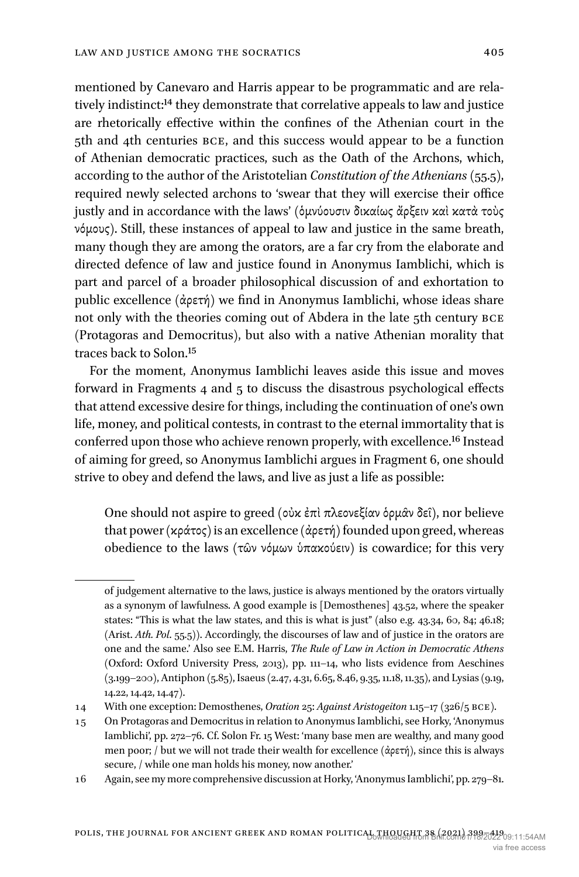mentioned by Canevaro and Harris appear to be programmatic and are relatively indistinct:[14] they demonstrate that correlative appeals to law and justice are rhetorically effective within the confines of the Athenian court in the 5th and 4th centuries BCE, and this success would appear to be a function of Athenian democratic practices, such as the Oath of the Archons, which, according to the author of the Aristotelian *Constitution of the Athenians* (55.5), required newly selected archons to 'swear that they will exercise their office justly and in accordance with the laws' (ὀμνύουσιν δικαίως ἄρξειν καὶ κατὰ τοὺς νόμους). Still, these instances of appeal to law and justice in the same breath, many though they are among the orators, are a far cry from the elaborate and directed defence of law and justice found in Anonymus Iamblichi, which is part and parcel of a broader philosophical discussion of and exhortation to public excellence (ἀρετή) we find in Anonymus Iamblichi, whose ideas share not only with the theories coming out of Abdera in the late 5th century BCE (Protagoras and Democritus), but also with a native Athenian morality that traces back to Solon.[15]

For the moment, Anonymus Iamblichi leaves aside this issue and moves forward in Fragments 4 and 5 to discuss the disastrous psychological effects that attend excessive desire for things, including the continuation of one's own life, money, and political contests, in contrast to the eternal immortality that is conferred upon those who achieve renown properly, with excellence.[16] Instead of aiming for greed, so Anonymus Iamblichi argues in Fragment 6, one should strive to obey and defend the laws, and live as just a life as possible:

> One should not aspire to greed (οὐκ ἐπὶ πλεονεξίαν ὁρμᾶν δεῖ), nor believe that power (κράτος) is an excellence (ἀρετή) founded upon greed, whereas obedience to the laws (τῶν νόμων ὑπακούειν) is cowardice; for this very

---

of judgement alternative to the laws, justice is always mentioned by the orators virtually as a synonym of lawfulness. A good example is [Demosthenes] 43.52, where the speaker states: "This is what the law states, and this is what is just" (also e.g. 43.34, 60, 84; 46.18; (Arist. *Ath. Pol.* 55.5)). Accordingly, the discourses of law and of justice in the orators are one and the same.' Also see E.M. Harris, *The Rule of Law in Action in Democratic Athens* (Oxford: Oxford University Press, 2013), pp. 111–14, who lists evidence from Aeschines (3.199–200), Antiphon (5.85), Isaeus (2.47, 4.31, 6.65, 8.46, 9.35, 11.18, 11.35), and Lysias (9.19, 14.22, 14.42, 14.47).

14 With one exception: Demosthenes, *Oration* 25: *Against Aristogeiton* 1.15–17 (326/5 BCE).

15 On Protagoras and Democritus in relation to Anonymus Iamblichi, see Horky, 'Anonymus Iamblichi', pp. 272–76. Cf. Solon Fr. 15 West: 'many base men are wealthy, and many good men poor; / but we will not trade their wealth for excellence (ἀρετή), since this is always secure, / while one man holds his money, now another.'

16 Again, see my more comprehensive discussion at Horky, 'Anonymus Iamblichi', pp. 279–81.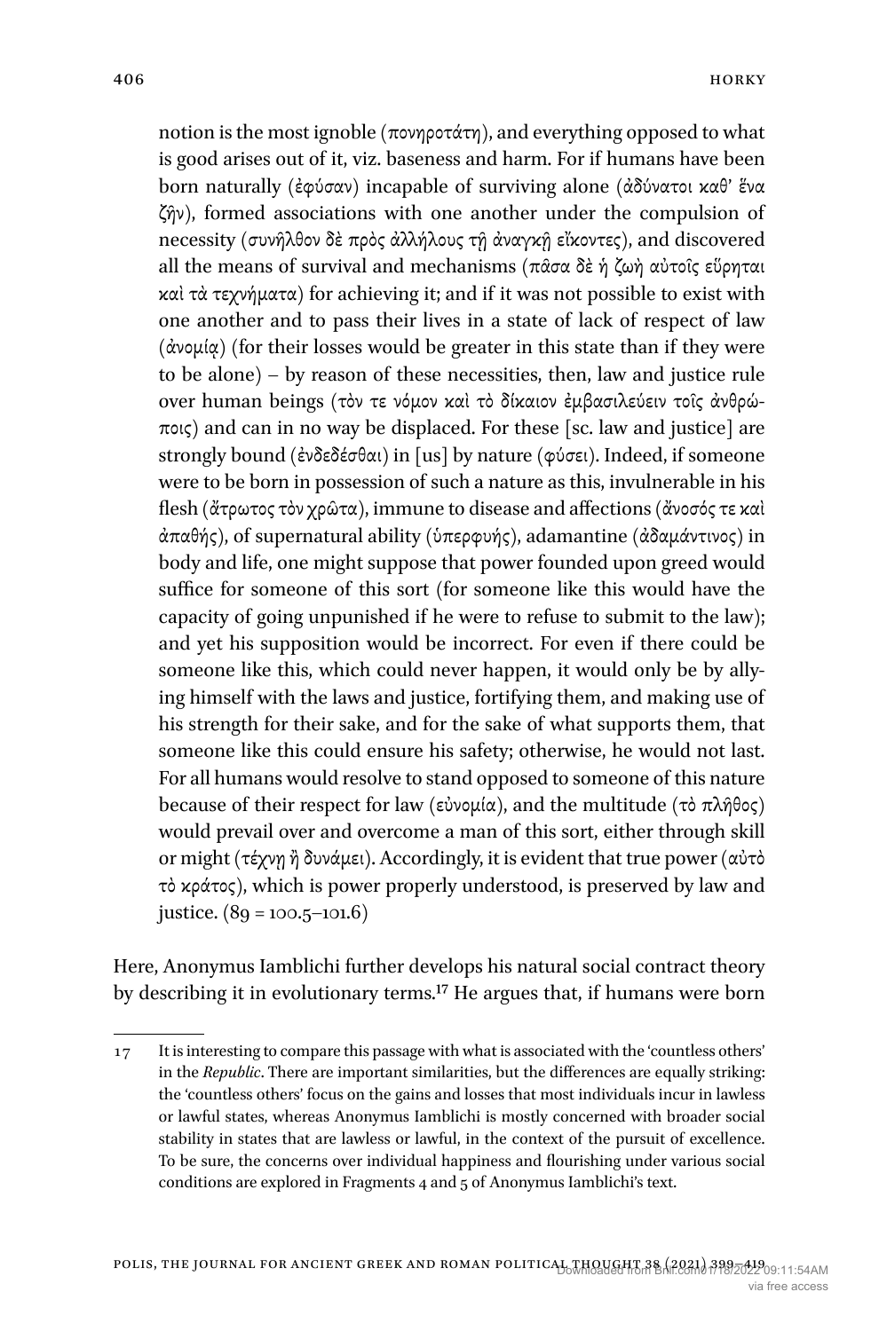notion is the most ignoble (πονηροτάτη), and everything opposed to what is good arises out of it, viz. baseness and harm. For if humans have been born naturally (ἐφύσαν) incapable of surviving alone (ἀδύνατοι καθ' ἕνα ζῆν), formed associations with one another under the compulsion of necessity (συνῆλθον δὲ πρὸς ἀλλήλους τῇ ἀναγκῇ εἴκοντες), and discovered all the means of survival and mechanisms (πᾶσα δὲ ἡ ζωὴ αὐτοῖς εὕρηται καὶ τὰ τεχνήματα) for achieving it; and if it was not possible to exist with one another and to pass their lives in a state of lack of respect of law (ἀνομίᾳ) (for their losses would be greater in this state than if they were to be alone) – by reason of these necessities, then, law and justice rule over human beings (τόν τε νόμον καὶ τὸ δίκαιον ἐμβασιλεύειν τοῖς ἀνθρώποις) and can in no way be displaced. For these [sc. law and justice] are strongly bound (ἐνδεδέσθαι) in [us] by nature (φύσει). Indeed, if someone were to be born in possession of such a nature as this, invulnerable in his flesh (ἄτρωτος τὸν χρῶτα), immune to disease and affections (ἄνοσός τε καὶ ἀπαθής), of supernatural ability (ὑπερφυής), adamantine (ἀδαμάντινος) in body and life, one might suppose that power founded upon greed would suffice for someone of this sort (for someone like this would have the capacity of going unpunished if he were to refuse to submit to the law); and yet his supposition would be incorrect. For even if there could be someone like this, which could never happen, it would only be by allying himself with the laws and justice, fortifying them, and making use of his strength for their sake, and for the sake of what supports them, that someone like this could ensure his safety; otherwise, he would not last. For all humans would resolve to stand opposed to someone of this nature because of their respect for law (εὐνομία), and the multitude (τὸ πλῆθος) would prevail over and overcome a man of this sort, either through skill or might (τέχνῃ ἢ δυνάμει). Accordingly, it is evident that true power (αὐτὸ τὸ κράτος), which is power properly understood, is preserved by law and justice. (89 = 100.5–101.6)

Here, Anonymus Iamblichi further develops his natural social contract theory by describing it in evolutionary terms.[17] He argues that, if humans were born

---

17 It is interesting to compare this passage with what is associated with the 'countless others' in the *Republic*. There are important similarities, but the differences are equally striking: the 'countless others' focus on the gains and losses that most individuals incur in lawless or lawful states, whereas Anonymus Iamblichi is mostly concerned with broader social stability in states that are lawless or lawful, in the context of the pursuit of excellence. To be sure, the concerns over individual happiness and flourishing under various social conditions are explored in Fragments 4 and 5 of Anonymus Iamblichi's text.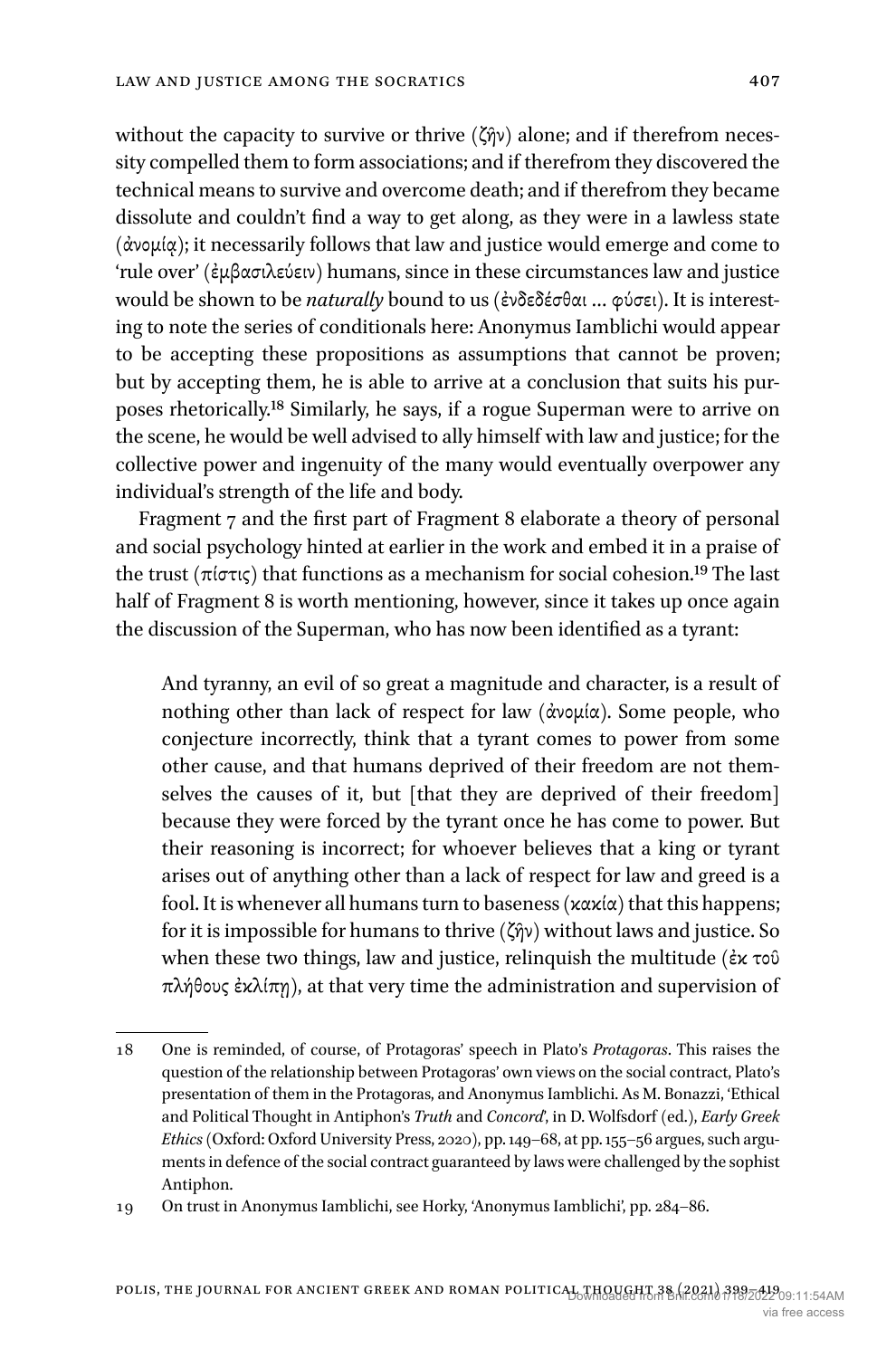without the capacity to survive or thrive (ζῆν) alone; and if therefrom necessity compelled them to form associations; and if therefrom they discovered the technical means to survive and overcome death; and if therefrom they became dissolute and couldn't find a way to get along, as they were in a lawless state (ἀνομίᾳ); it necessarily follows that law and justice would emerge and come to 'rule over' (ἐμβασιλεύειν) humans, since in these circumstances law and justice would be shown to be *naturally* bound to us (ἐνδεδέσθαι … φύσει). It is interesting to note the series of conditionals here: Anonymus Iamblichi would appear to be accepting these propositions as assumptions that cannot be proven; but by accepting them, he is able to arrive at a conclusion that suits his purposes rhetorically.[18] Similarly, he says, if a rogue Superman were to arrive on the scene, he would be well advised to ally himself with law and justice; for the collective power and ingenuity of the many would eventually overpower any individual's strength of the life and body.

Fragment 7 and the first part of Fragment 8 elaborate a theory of personal and social psychology hinted at earlier in the work and embed it in a praise of the trust (πίστις) that functions as a mechanism for social cohesion.[19] The last half of Fragment 8 is worth mentioning, however, since it takes up once again the discussion of the Superman, who has now been identified as a tyrant:

> And tyranny, an evil of so great a magnitude and character, is a result of nothing other than lack of respect for law (ἀνομία). Some people, who conjecture incorrectly, think that a tyrant comes to power from some other cause, and that humans deprived of their freedom are not themselves the causes of it, but [that they are deprived of their freedom] because they were forced by the tyrant once he has come to power. But their reasoning is incorrect; for whoever believes that a king or tyrant arises out of anything other than a lack of respect for law and greed is a fool. It is whenever all humans turn to baseness (κακία) that this happens; for it is impossible for humans to thrive (ζῆν) without laws and justice. So when these two things, law and justice, relinquish the multitude (ἐκ τοῦ πλήθους ἐκλίπῃ), at that very time the administration and supervision of

18 One is reminded, of course, of Protagoras' speech in Plato's *Protagoras*. This raises the question of the relationship between Protagoras' own views on the social contract, Plato's presentation of them in the Protagoras, and Anonymus Iamblichi. As M. Bonazzi, 'Ethical and Political Thought in Antiphon's *Truth* and *Concord*', in D. Wolfsdorf (ed.), *Early Greek Ethics* (Oxford: Oxford University Press, 2020), pp. 149–68, at pp. 155–56 argues, such arguments in defence of the social contract guaranteed by laws were challenged by the sophist Antiphon.

19 On trust in Anonymus Iamblichi, see Horky, 'Anonymus Iamblichi', pp. 284–86.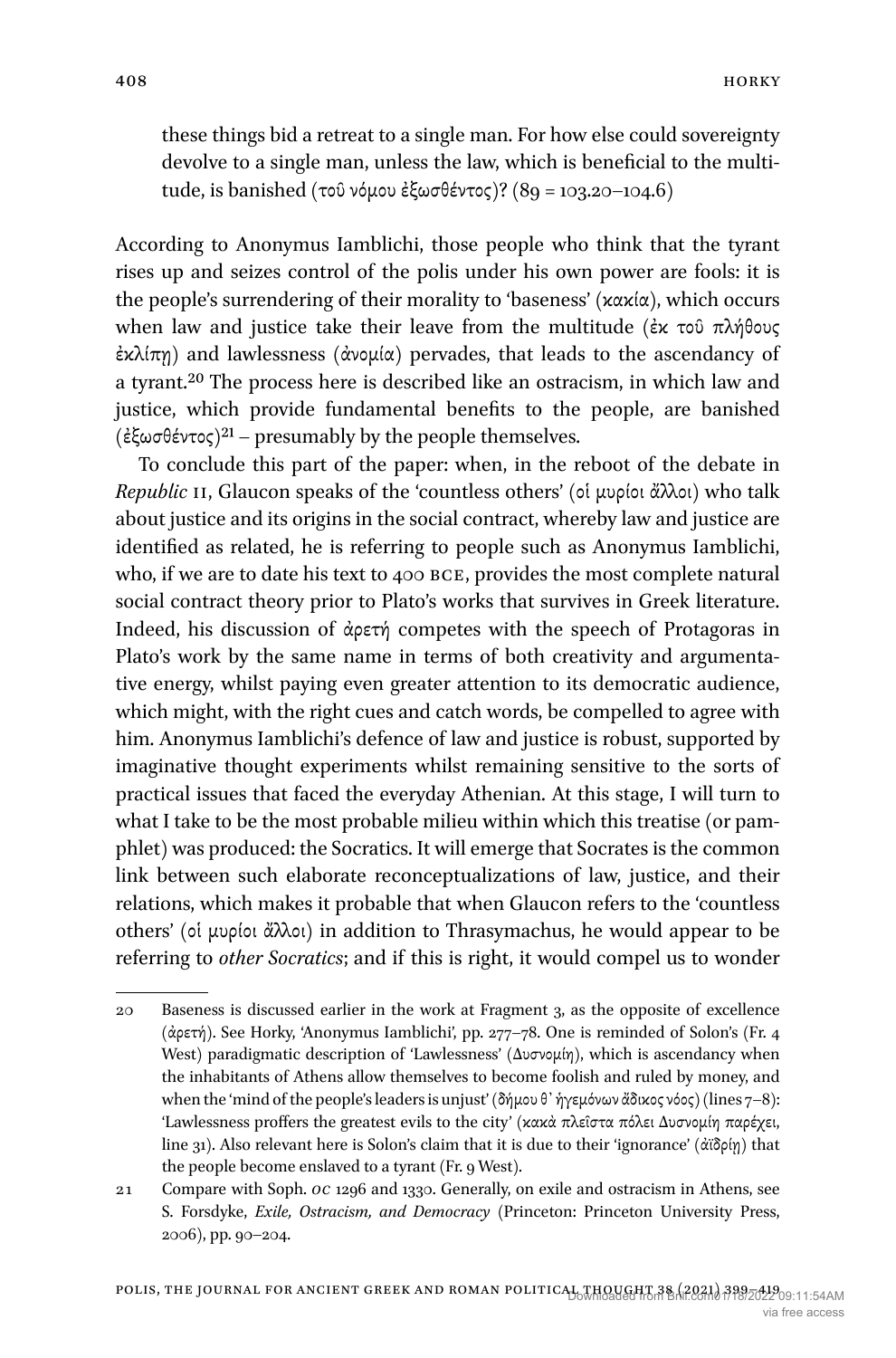> these things bid a retreat to a single man. For how else could sovereignty devolve to a single man, unless the law, which is beneficial to the multitude, is banished (τοῦ νόμου ἐξωσθέντος)? (89 = 103.20–104.6)

According to Anonymus Iamblichi, those people who think that the tyrant rises up and seizes control of the polis under his own power are fools: it is the people's surrendering of their morality to 'baseness' (κακία), which occurs when law and justice take their leave from the multitude (ἐκ τοῦ πλήθους ἐκλίπῃ) and lawlessness (ἀνομία) pervades, that leads to the ascendancy of a tyrant.[20] The process here is described like an ostracism, in which law and justice, which provide fundamental benefits to the people, are banished (ἐξωσθέντος)[21] – presumably by the people themselves.

To conclude this part of the paper: when, in the reboot of the debate in *Republic* II, Glaucon speaks of the 'countless others' (οἱ μυρίοι ἄλλοι) who talk about justice and its origins in the social contract, whereby law and justice are identified as related, he is referring to people such as Anonymus Iamblichi, who, if we are to date his text to 400 BCE, provides the most complete natural social contract theory prior to Plato's works that survives in Greek literature. Indeed, his discussion of ἀρετή competes with the speech of Protagoras in Plato's work by the same name in terms of both creativity and argumentative energy, whilst paying even greater attention to its democratic audience, which might, with the right cues and catch words, be compelled to agree with him. Anonymus Iamblichi's defence of law and justice is robust, supported by imaginative thought experiments whilst remaining sensitive to the sorts of practical issues that faced the everyday Athenian. At this stage, I will turn to what I take to be the most probable milieu within which this treatise (or pamphlet) was produced: the Socratics. It will emerge that Socrates is the common link between such elaborate reconceptualizations of law, justice, and their relations, which makes it probable that when Glaucon refers to the 'countless others' (οἱ μυρίοι ἄλλοι) in addition to Thrasymachus, he would appear to be referring to *other Socratics*; and if this is right, it would compel us to wonder

---

20 Baseness is discussed earlier in the work at Fragment 3, as the opposite of excellence (ἀρετή). See Horky, 'Anonymus Iamblichi', pp. 277–78. One is reminded of Solon's (Fr. 4 West) paradigmatic description of 'Lawlessness' (Δυσνομίη), which is ascendancy when the inhabitants of Athens allow themselves to become foolish and ruled by money, and when the 'mind of the people's leaders is unjust' (δήμου θ᾽ ἡγεμόνων ἄδικος νόος) (lines 7–8): 'Lawlessness proffers the greatest evils to the city' (κακὰ πλεῖστα πόλει Δυσνομίη παρέχει, line 31). Also relevant here is Solon's claim that it is due to their 'ignorance' (ἀϊδρίῃ) that the people become enslaved to a tyrant (Fr. 9 West).

21 Compare with Soph. *OC* 1296 and 1330. Generally, on exile and ostracism in Athens, see S. Forsdyke, *Exile, Ostracism, and Democracy* (Princeton: Princeton University Press, 2006), pp. 90–204.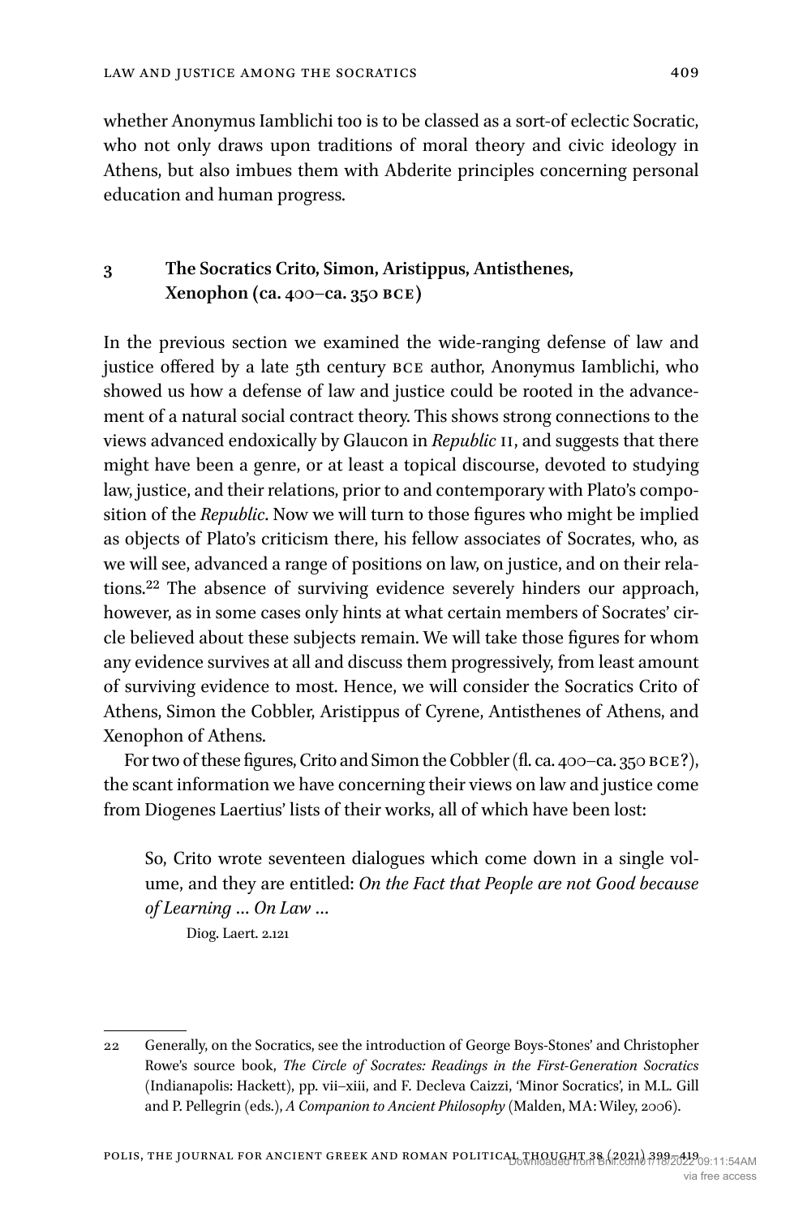whether Anonymus Iamblichi too is to be classed as a sort-of eclectic Socratic, who not only draws upon traditions of moral theory and civic ideology in Athens, but also imbues them with Abderite principles concerning personal education and human progress.

## 3 The Socratics Crito, Simon, Aristippus, Antisthenes, Xenophon (ca. 400–ca. 350 BCE)

In the previous section we examined the wide-ranging defense of law and justice offered by a late 5th century BCE author, Anonymus Iamblichi, who showed us how a defense of law and justice could be rooted in the advancement of a natural social contract theory. This shows strong connections to the views advanced endoxically by Glaucon in *Republic* II, and suggests that there might have been a genre, or at least a topical discourse, devoted to studying law, justice, and their relations, prior to and contemporary with Plato's composition of the *Republic*. Now we will turn to those figures who might be implied as objects of Plato's criticism there, his fellow associates of Socrates, who, as we will see, advanced a range of positions on law, on justice, and on their relations.[22] The absence of surviving evidence severely hinders our approach, however, as in some cases only hints at what certain members of Socrates' circle believed about these subjects remain. We will take those figures for whom any evidence survives at all and discuss them progressively, from least amount of surviving evidence to most. Hence, we will consider the Socratics Crito of Athens, Simon the Cobbler, Aristippus of Cyrene, Antisthenes of Athens, and Xenophon of Athens.

For two of these figures, Crito and Simon the Cobbler (fl. ca. 400–ca. 350 BCE?), the scant information we have concerning their views on law and justice come from Diogenes Laertius' lists of their works, all of which have been lost:

> So, Crito wrote seventeen dialogues which come down in a single volume, and they are entitled: *On the Fact that People are not Good because of Learning … On Law …*
>
> Diog. Laert. 2.121

---

22 Generally, on the Socratics, see the introduction of George Boys-Stones' and Christopher Rowe's source book, *The Circle of Socrates: Readings in the First-Generation Socratics* (Indianapolis: Hackett), pp. vii–xiii, and F. Decleva Caizzi, 'Minor Socratics', in M.L. Gill and P. Pellegrin (eds.), *A Companion to Ancient Philosophy* (Malden, MA: Wiley, 2006).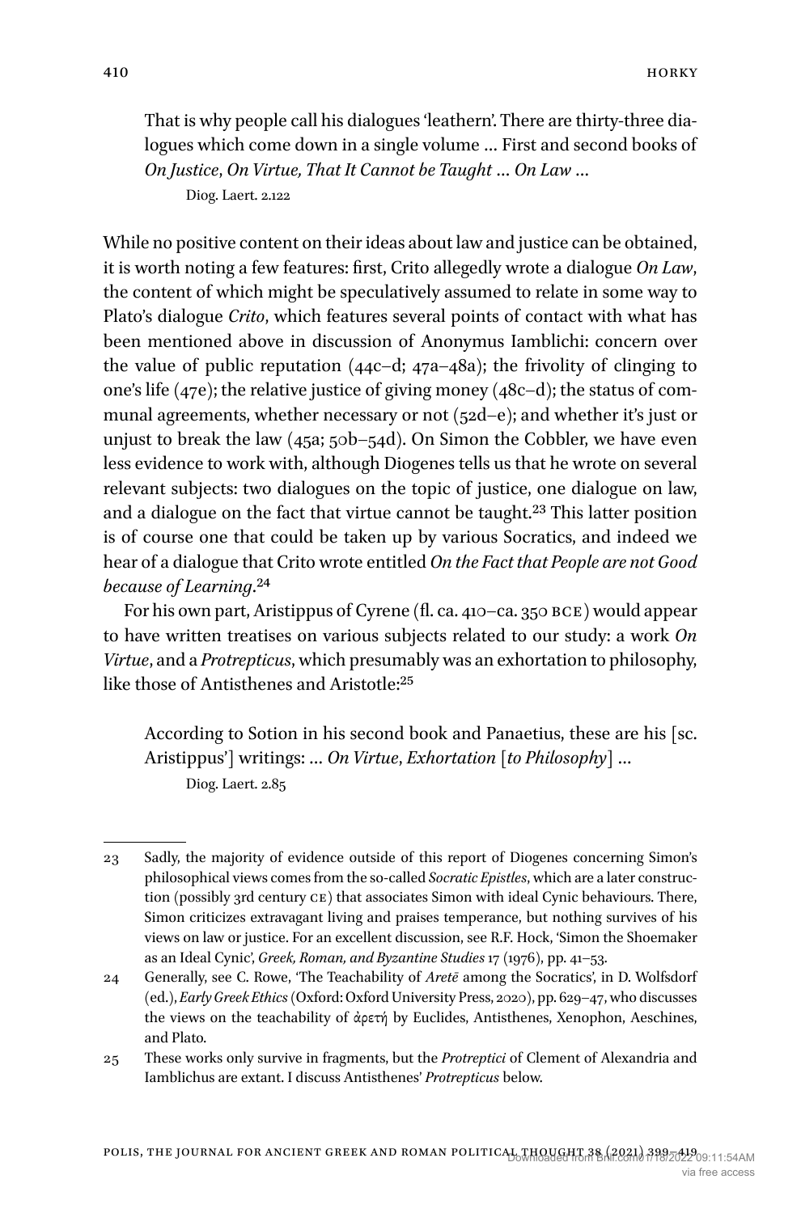That is why people call his dialogues 'leathern'. There are thirty-three dialogues which come down in a single volume … First and second books of *On Justice*, *On Virtue, That It Cannot be Taught* … *On Law* …

Diog. Laert. 2.122

While no positive content on their ideas about law and justice can be obtained, it is worth noting a few features: first, Crito allegedly wrote a dialogue *On Law*, the content of which might be speculatively assumed to relate in some way to Plato's dialogue *Crito*, which features several points of contact with what has been mentioned above in discussion of Anonymus Iamblichi: concern over the value of public reputation (44c–d; 47a–48a); the frivolity of clinging to one's life (47e); the relative justice of giving money (48c–d); the status of communal agreements, whether necessary or not (52d–e); and whether it's just or unjust to break the law (45a; 50b–54d). On Simon the Cobbler, we have even less evidence to work with, although Diogenes tells us that he wrote on several relevant subjects: two dialogues on the topic of justice, one dialogue on law, and a dialogue on the fact that virtue cannot be taught.[23] This latter position is of course one that could be taken up by various Socratics, and indeed we hear of a dialogue that Crito wrote entitled *On the Fact that People are not Good because of Learning*.[24]

For his own part, Aristippus of Cyrene (fl. ca. 410–ca. 350 BCE) would appear to have written treatises on various subjects related to our study: a work *On Virtue*, and a *Protrepticus*, which presumably was an exhortation to philosophy, like those of Antisthenes and Aristotle:[25]

According to Sotion in his second book and Panaetius, these are his [sc. Aristippus'] writings: … *On Virtue*, *Exhortation* [*to Philosophy*] …

Diog. Laert. 2.85

---

23 Sadly, the majority of evidence outside of this report of Diogenes concerning Simon's philosophical views comes from the so-called *Socratic Epistles*, which are a later construction (possibly 3rd century CE) that associates Simon with ideal Cynic behaviours. There, Simon criticizes extravagant living and praises temperance, but nothing survives of his views on law or justice. For an excellent discussion, see R.F. Hock, 'Simon the Shoemaker as an Ideal Cynic', *Greek, Roman, and Byzantine Studies* 17 (1976), pp. 41–53.

24 Generally, see C. Rowe, 'The Teachability of *Aretē* among the Socratics', in D. Wolfsdorf (ed.), *Early Greek Ethics* (Oxford: Oxford University Press, 2020), pp. 629–47, who discusses the views on the teachability of ἀρετή by Euclides, Antisthenes, Xenophon, Aeschines, and Plato.

25 These works only survive in fragments, but the *Protreptici* of Clement of Alexandria and Iamblichus are extant. I discuss Antisthenes' *Protrepticus* below.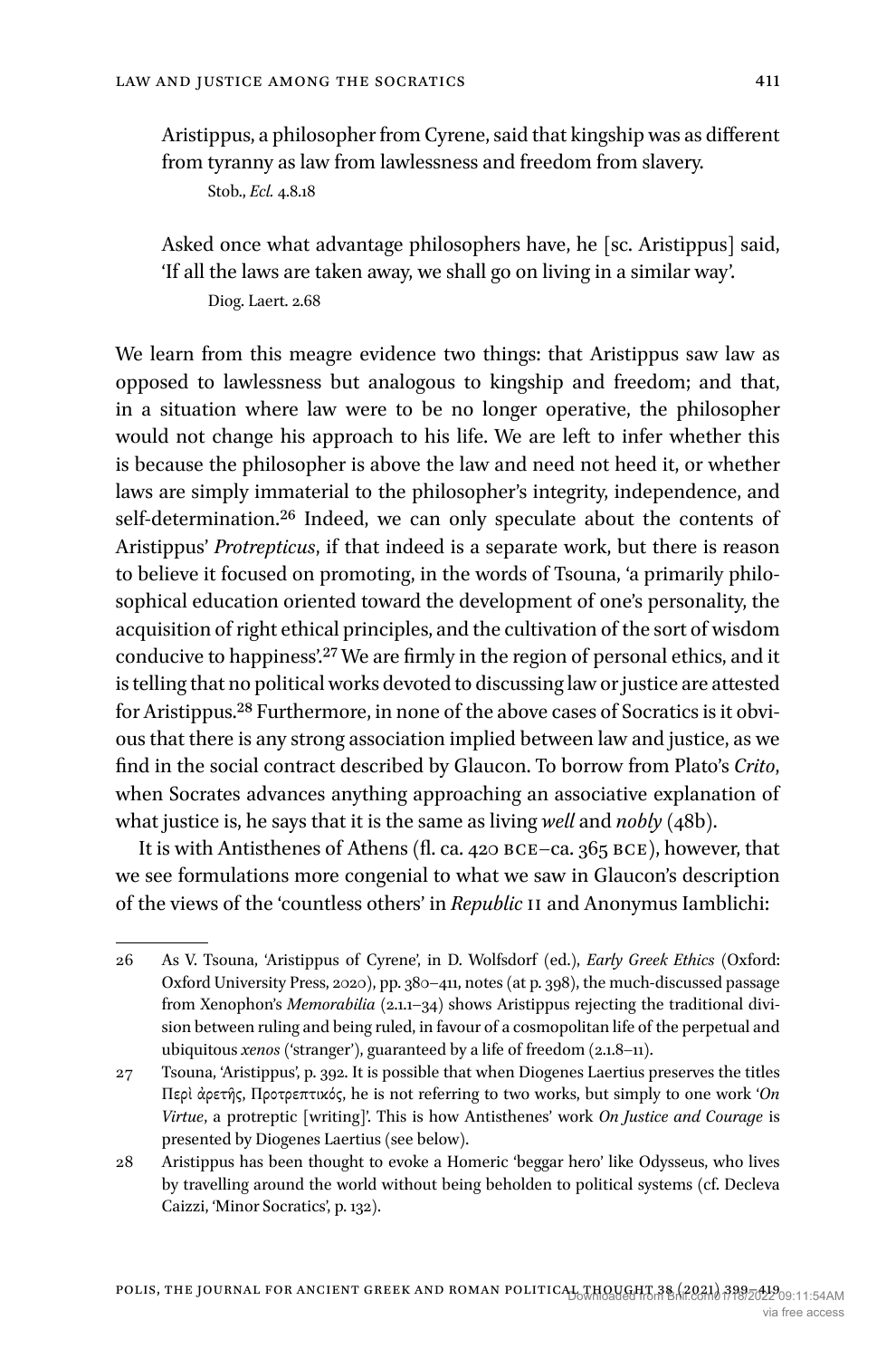> Aristippus, a philosopher from Cyrene, said that kingship was as different from tyranny as law from lawlessness and freedom from slavery.
>
> Stob., *Ecl.* 4.8.18

> Asked once what advantage philosophers have, he [sc. Aristippus] said, 'If all the laws are taken away, we shall go on living in a similar way'.
>
> Diog. Laert. 2.68

We learn from this meagre evidence two things: that Aristippus saw law as opposed to lawlessness but analogous to kingship and freedom; and that, in a situation where law were to be no longer operative, the philosopher would not change his approach to his life. We are left to infer whether this is because the philosopher is above the law and need not heed it, or whether laws are simply immaterial to the philosopher's integrity, independence, and self-determination.[26] Indeed, we can only speculate about the contents of Aristippus' *Protrepticus*, if that indeed is a separate work, but there is reason to believe it focused on promoting, in the words of Tsouna, 'a primarily philosophical education oriented toward the development of one's personality, the acquisition of right ethical principles, and the cultivation of the sort of wisdom conducive to happiness'.[27] We are firmly in the region of personal ethics, and it is telling that no political works devoted to discussing law or justice are attested for Aristippus.[28] Furthermore, in none of the above cases of Socratics is it obvious that there is any strong association implied between law and justice, as we find in the social contract described by Glaucon. To borrow from Plato's *Crito*, when Socrates advances anything approaching an associative explanation of what justice is, he says that it is the same as living *well* and *nobly* (48b).

It is with Antisthenes of Athens (fl. ca. 420 BCE–ca. 365 BCE), however, that we see formulations more congenial to what we saw in Glaucon's description of the views of the 'countless others' in *Republic* II and Anonymus Iamblichi:

---

26 As V. Tsouna, 'Aristippus of Cyrene', in D. Wolfsdorf (ed.), *Early Greek Ethics* (Oxford: Oxford University Press, 2020), pp. 380–411, notes (at p. 398), the much-discussed passage from Xenophon's *Memorabilia* (2.1.1–34) shows Aristippus rejecting the traditional division between ruling and being ruled, in favour of a cosmopolitan life of the perpetual and ubiquitous *xenos* ('stranger'), guaranteed by a life of freedom (2.1.8–11).

27 Tsouna, 'Aristippus', p. 392. It is possible that when Diogenes Laertius preserves the titles Περὶ ἀρετῆς, Προτρεπτικός, he is not referring to two works, but simply to one work '*On Virtue*, a protreptic [writing]'. This is how Antisthenes' work *On Justice and Courage* is presented by Diogenes Laertius (see below).

28 Aristippus has been thought to evoke a Homeric 'beggar hero' like Odysseus, who lives by travelling around the world without being beholden to political systems (cf. Decleva Caizzi, 'Minor Socratics', p. 132).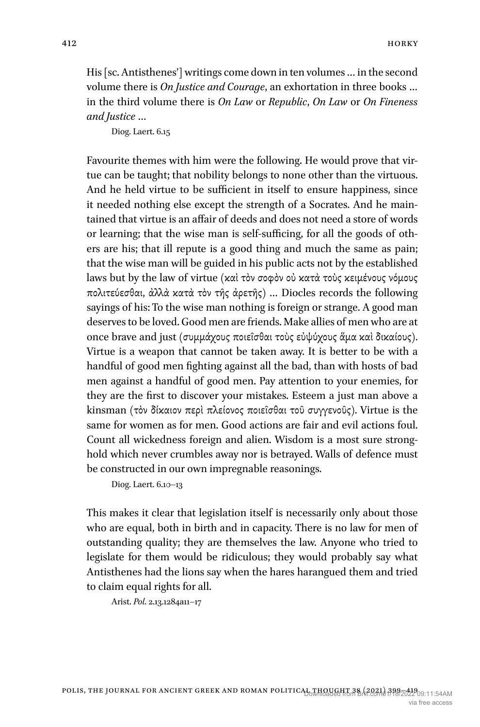His [sc. Antisthenes'] writings come down in ten volumes … in the second volume there is *On Justice and Courage*, an exhortation in three books … in the third volume there is *On Law* or *Republic*, *On Law* or *On Fineness and Justice* …

Diog. Laert. 6.15

Favourite themes with him were the following. He would prove that virtue can be taught; that nobility belongs to none other than the virtuous. And he held virtue to be sufficient in itself to ensure happiness, since it needed nothing else except the strength of a Socrates. And he maintained that virtue is an affair of deeds and does not need a store of words or learning; that the wise man is self-sufficing, for all the goods of others are his; that ill repute is a good thing and much the same as pain; that the wise man will be guided in his public acts not by the established laws but by the law of virtue (καὶ τὸν σοφὸν οὐ κατὰ τοὺς κειμένους νόμους πολιτεύεσθαι, ἀλλὰ κατὰ τὸν τῆς ἀρετῆς) … Diocles records the following sayings of his: To the wise man nothing is foreign or strange. A good man deserves to be loved. Good men are friends. Make allies of men who are at once brave and just (συμμάχους ποιεῖσθαι τοὺς εὐψύχους ἅμα καὶ δικαίους). Virtue is a weapon that cannot be taken away. It is better to be with a handful of good men fighting against all the bad, than with hosts of bad men against a handful of good men. Pay attention to your enemies, for they are the first to discover your mistakes. Esteem a just man above a kinsman (τὸν δίκαιον περὶ πλείονος ποιεῖσθαι τοῦ συγγενοῦς). Virtue is the same for women as for men. Good actions are fair and evil actions foul. Count all wickedness foreign and alien. Wisdom is a most sure stronghold which never crumbles away nor is betrayed. Walls of defence must be constructed in our own impregnable reasonings.

Diog. Laert. 6.10–13

This makes it clear that legislation itself is necessarily only about those who are equal, both in birth and in capacity. There is no law for men of outstanding quality; they are themselves the law. Anyone who tried to legislate for them would be ridiculous; they would probably say what Antisthenes had the lions say when the hares harangued them and tried to claim equal rights for all.

Arist. *Pol.* 2.13.1284a11–17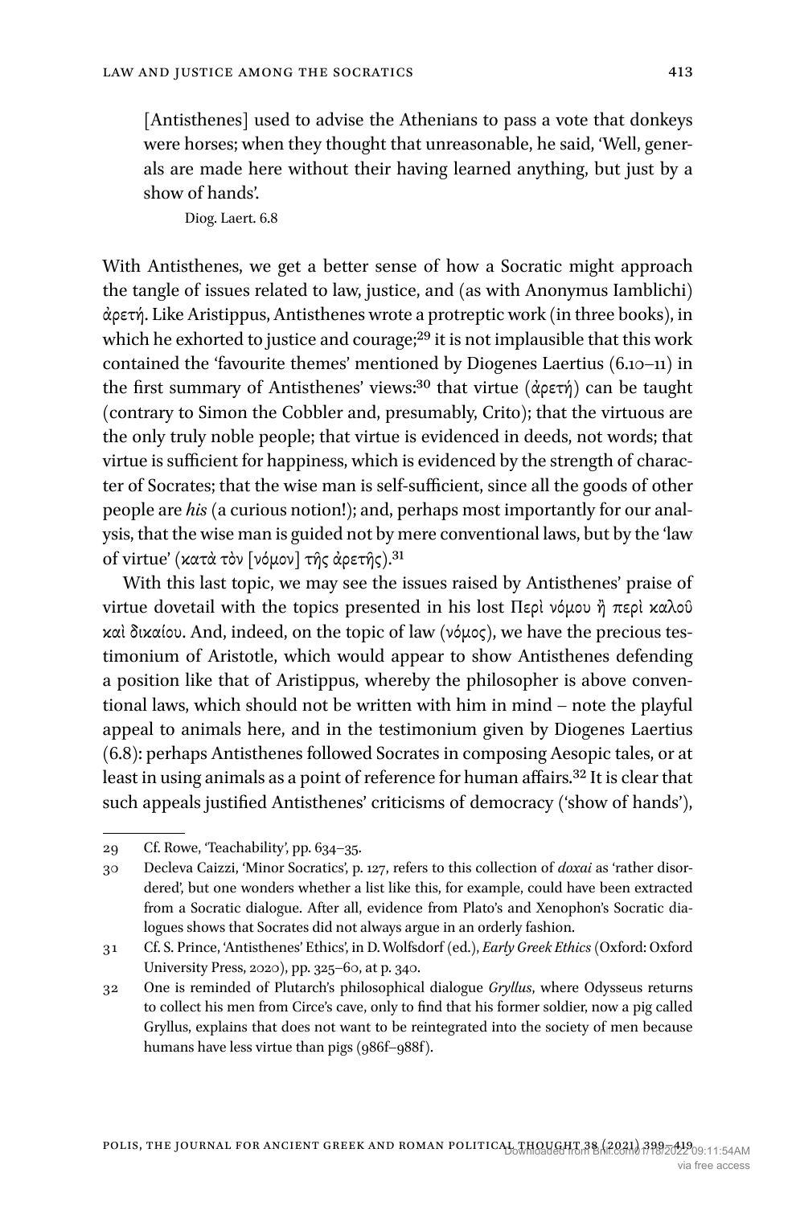> [Antisthenes] used to advise the Athenians to pass a vote that donkeys were horses; when they thought that unreasonable, he said, 'Well, generals are made here without their having learned anything, but just by a show of hands'.
>
> Diog. Laert. 6.8

With Antisthenes, we get a better sense of how a Socratic might approach the tangle of issues related to law, justice, and (as with Anonymus Iamblichi) ἀρετή. Like Aristippus, Antisthenes wrote a protreptic work (in three books), in which he exhorted to justice and courage;[29] it is not implausible that this work contained the 'favourite themes' mentioned by Diogenes Laertius (6.10–11) in the first summary of Antisthenes' views:[30] that virtue (ἀρετή) can be taught (contrary to Simon the Cobbler and, presumably, Crito); that the virtuous are the only truly noble people; that virtue is evidenced in deeds, not words; that virtue is sufficient for happiness, which is evidenced by the strength of character of Socrates; that the wise man is self-sufficient, since all the goods of other people are *his* (a curious notion!); and, perhaps most importantly for our analysis, that the wise man is guided not by mere conventional laws, but by the 'law of virtue' (κατὰ τὸν [νόμον] τῆς ἀρετῆς).[31]

With this last topic, we may see the issues raised by Antisthenes' praise of virtue dovetail with the topics presented in his lost Περὶ νόμου ἢ περὶ καλοῦ καὶ δικαίου. And, indeed, on the topic of law (νόμος), we have the precious testimonium of Aristotle, which would appear to show Antisthenes defending a position like that of Aristippus, whereby the philosopher is above conventional laws, which should not be written with him in mind – note the playful appeal to animals here, and in the testimonium given by Diogenes Laertius (6.8): perhaps Antisthenes followed Socrates in composing Aesopic tales, or at least in using animals as a point of reference for human affairs.[32] It is clear that such appeals justified Antisthenes' criticisms of democracy ('show of hands'),

---

29 Cf. Rowe, 'Teachability', pp. 634–35.

30 Decleva Caizzi, 'Minor Socratics', p. 127, refers to this collection of *doxai* as 'rather disordered', but one wonders whether a list like this, for example, could have been extracted from a Socratic dialogue. After all, evidence from Plato's and Xenophon's Socratic dialogues shows that Socrates did not always argue in an orderly fashion.

31 Cf. S. Prince, 'Antisthenes' Ethics', in D. Wolfsdorf (ed.), *Early Greek Ethics* (Oxford: Oxford University Press, 2020), pp. 325–60, at p. 340.

32 One is reminded of Plutarch's philosophical dialogue *Gryllus*, where Odysseus returns to collect his men from Circe's cave, only to find that his former soldier, now a pig called Gryllus, explains that does not want to be reintegrated into the society of men because humans have less virtue than pigs (986f–988f).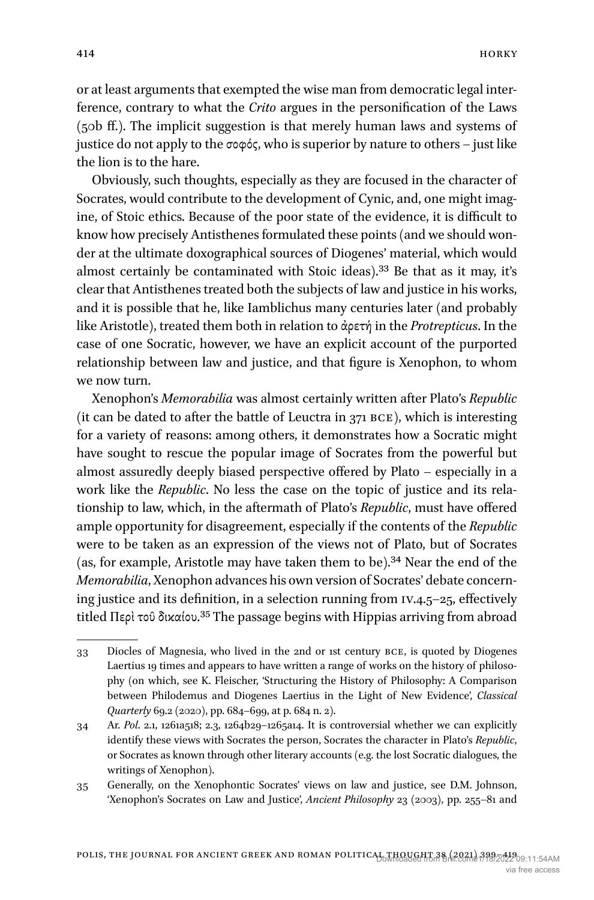or at least arguments that exempted the wise man from democratic legal interference, contrary to what the *Crito* argues in the personification of the Laws (50b ff.). The implicit suggestion is that merely human laws and systems of justice do not apply to the σοφός, who is superior by nature to others – just like the lion is to the hare.

Obviously, such thoughts, especially as they are focused in the character of Socrates, would contribute to the development of Cynic, and, one might imagine, of Stoic ethics. Because of the poor state of the evidence, it is difficult to know how precisely Antisthenes formulated these points (and we should wonder at the ultimate doxographical sources of Diogenes' material, which would almost certainly be contaminated with Stoic ideas).[33] Be that as it may, it's clear that Antisthenes treated both the subjects of law and justice in his works, and it is possible that he, like Iamblichus many centuries later (and probably like Aristotle), treated them both in relation to ἀρετή in the *Protrepticus*. In the case of one Socratic, however, we have an explicit account of the purported relationship between law and justice, and that figure is Xenophon, to whom we now turn.

Xenophon's *Memorabilia* was almost certainly written after Plato's *Republic* (it can be dated to after the battle of Leuctra in 371 BCE), which is interesting for a variety of reasons: among others, it demonstrates how a Socratic might have sought to rescue the popular image of Socrates from the powerful but almost assuredly deeply biased perspective offered by Plato – especially in a work like the *Republic*. No less the case on the topic of justice and its relationship to law, which, in the aftermath of Plato's *Republic*, must have offered ample opportunity for disagreement, especially if the contents of the *Republic* were to be taken as an expression of the views not of Plato, but of Socrates (as, for example, Aristotle may have taken them to be).[34] Near the end of the *Memorabilia*, Xenophon advances his own version of Socrates' debate concerning justice and its definition, in a selection running from IV.4.5–25, effectively titled Περὶ τοῦ δικαίου.[35] The passage begins with Hippias arriving from abroad

---

33 Diocles of Magnesia, who lived in the 2nd or 1st century BCE, is quoted by Diogenes Laertius 19 times and appears to have written a range of works on the history of philosophy (on which, see K. Fleischer, 'Structuring the History of Philosophy: A Comparison between Philodemus and Diogenes Laertius in the Light of New Evidence', *Classical Quarterly* 69.2 (2020), pp. 684–699, at p. 684 n. 2).

34 Ar. *Pol.* 2.1, 1261a518; 2.3, 1264b29–1265a14. It is controversial whether we can explicitly identify these views with Socrates the person, Socrates the character in Plato's *Republic*, or Socrates as known through other literary accounts (e.g. the lost Socratic dialogues, the writings of Xenophon).

35 Generally, on the Xenophontic Socrates' views on law and justice, see D.M. Johnson, 'Xenophon's Socrates on Law and Justice', *Ancient Philosophy* 23 (2003), pp. 255–81 and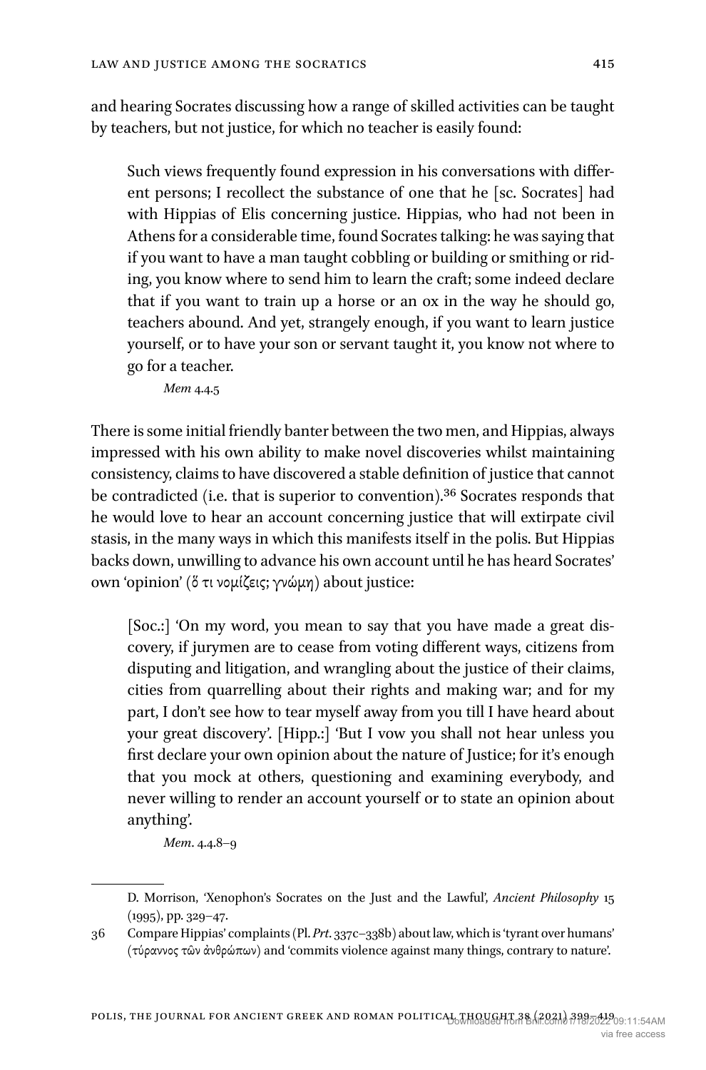and hearing Socrates discussing how a range of skilled activities can be taught by teachers, but not justice, for which no teacher is easily found:

> Such views frequently found expression in his conversations with different persons; I recollect the substance of one that he [sc. Socrates] had with Hippias of Elis concerning justice. Hippias, who had not been in Athens for a considerable time, found Socrates talking: he was saying that if you want to have a man taught cobbling or building or smithing or riding, you know where to send him to learn the craft; some indeed declare that if you want to train up a horse or an ox in the way he should go, teachers abound. And yet, strangely enough, if you want to learn justice yourself, or to have your son or servant taught it, you know not where to go for a teacher.
>
> *Mem* 4.4.5

There is some initial friendly banter between the two men, and Hippias, always impressed with his own ability to make novel discoveries whilst maintaining consistency, claims to have discovered a stable definition of justice that cannot be contradicted (i.e. that is superior to convention).[36] Socrates responds that he would love to hear an account concerning justice that will extirpate civil stasis, in the many ways in which this manifests itself in the polis. But Hippias backs down, unwilling to advance his own account until he has heard Socrates' own 'opinion' (ὅ τι νομίζεις; γνώμη) about justice:

> [Soc.:] 'On my word, you mean to say that you have made a great discovery, if jurymen are to cease from voting different ways, citizens from disputing and litigation, and wrangling about the justice of their claims, cities from quarrelling about their rights and making war; and for my part, I don't see how to tear myself away from you till I have heard about your great discovery'. [Hipp.:] 'But I vow you shall not hear unless you first declare your own opinion about the nature of Justice; for it's enough that you mock at others, questioning and examining everybody, and never willing to render an account yourself or to state an opinion about anything'.
>
> *Mem*. 4.4.8–9

---

D. Morrison, 'Xenophon's Socrates on the Just and the Lawful', *Ancient Philosophy* 15 (1995), pp. 329–47.

36 Compare Hippias' complaints (Pl. *Prt*. 337c–338b) about law, which is 'tyrant over humans' (τύραννος τῶν ἀνθρώπων) and 'commits violence against many things, contrary to nature'.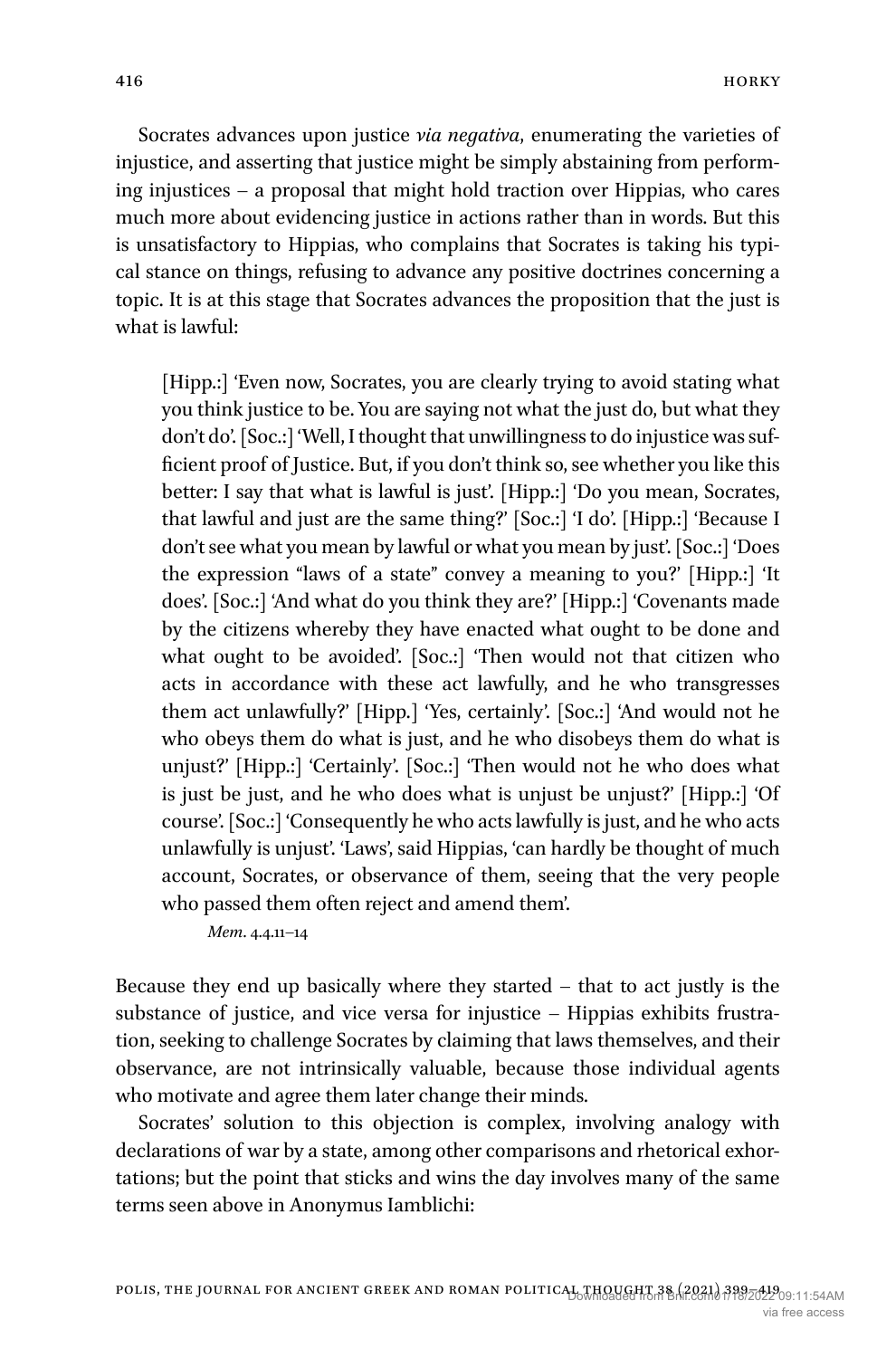Socrates advances upon justice *via negativa*, enumerating the varieties of injustice, and asserting that justice might be simply abstaining from performing injustices – a proposal that might hold traction over Hippias, who cares much more about evidencing justice in actions rather than in words. But this is unsatisfactory to Hippias, who complains that Socrates is taking his typical stance on things, refusing to advance any positive doctrines concerning a topic. It is at this stage that Socrates advances the proposition that the just is what is lawful:

> [Hipp.:] 'Even now, Socrates, you are clearly trying to avoid stating what you think justice to be. You are saying not what the just do, but what they don't do'. [Soc.:] 'Well, I thought that unwillingness to do injustice was sufficient proof of Justice. But, if you don't think so, see whether you like this better: I say that what is lawful is just'. [Hipp.:] 'Do you mean, Socrates, that lawful and just are the same thing?' [Soc.:] 'I do'. [Hipp.:] 'Because I don't see what you mean by lawful or what you mean by just'. [Soc.:] 'Does the expression "laws of a state" convey a meaning to you?' [Hipp.:] 'It does'. [Soc.:] 'And what do you think they are?' [Hipp.:] 'Covenants made by the citizens whereby they have enacted what ought to be done and what ought to be avoided'. [Soc.:] 'Then would not that citizen who acts in accordance with these act lawfully, and he who transgresses them act unlawfully?' [Hipp.] 'Yes, certainly'. [Soc.:] 'And would not he who obeys them do what is just, and he who disobeys them do what is unjust?' [Hipp.:] 'Certainly'. [Soc.:] 'Then would not he who does what is just be just, and he who does what is unjust be unjust?' [Hipp.:] 'Of course'. [Soc.:] 'Consequently he who acts lawfully is just, and he who acts unlawfully is unjust'. 'Laws', said Hippias, 'can hardly be thought of much account, Socrates, or observance of them, seeing that the very people who passed them often reject and amend them'.
>
> *Mem*. 4.4.11–14

Because they end up basically where they started – that to act justly is the substance of justice, and vice versa for injustice – Hippias exhibits frustration, seeking to challenge Socrates by claiming that laws themselves, and their observance, are not intrinsically valuable, because those individual agents who motivate and agree them later change their minds.

Socrates' solution to this objection is complex, involving analogy with declarations of war by a state, among other comparisons and rhetorical exhortations; but the point that sticks and wins the day involves many of the same terms seen above in Anonymus Iamblichi: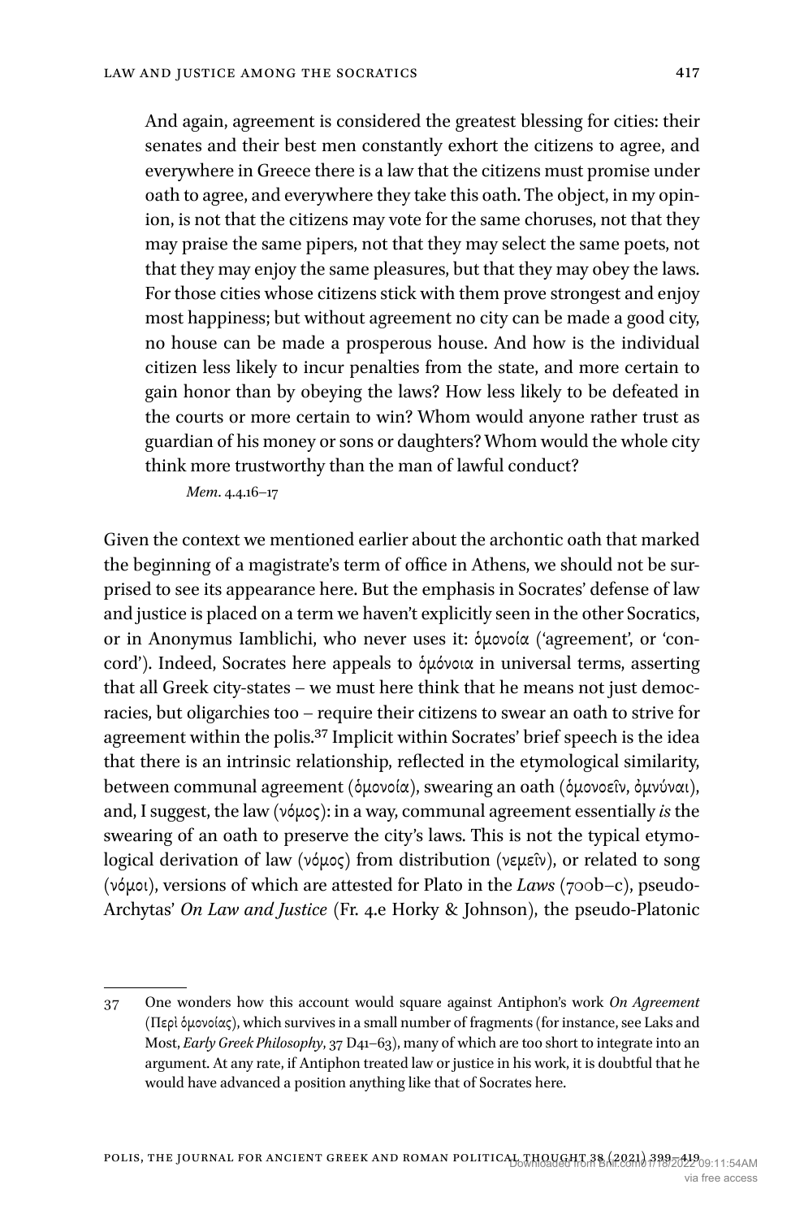And again, agreement is considered the greatest blessing for cities: their senates and their best men constantly exhort the citizens to agree, and everywhere in Greece there is a law that the citizens must promise under oath to agree, and everywhere they take this oath. The object, in my opinion, is not that the citizens may vote for the same choruses, not that they may praise the same pipers, not that they may select the same poets, not that they may enjoy the same pleasures, but that they may obey the laws. For those cities whose citizens stick with them prove strongest and enjoy most happiness; but without agreement no city can be made a good city, no house can be made a prosperous house. And how is the individual citizen less likely to incur penalties from the state, and more certain to gain honor than by obeying the laws? How less likely to be defeated in the courts or more certain to win? Whom would anyone rather trust as guardian of his money or sons or daughters? Whom would the whole city think more trustworthy than the man of lawful conduct?

*Mem*. 4.4.16–17

Given the context we mentioned earlier about the archontic oath that marked the beginning of a magistrate's term of office in Athens, we should not be surprised to see its appearance here. But the emphasis in Socrates' defense of law and justice is placed on a term we haven't explicitly seen in the other Socratics, or in Anonymus Iamblichi, who never uses it: ὁμονοία ('agreement', or 'concord'). Indeed, Socrates here appeals to ὁμόνοια in universal terms, asserting that all Greek city-states – we must here think that he means not just democracies, but oligarchies too – require their citizens to swear an oath to strive for agreement within the polis.[37] Implicit within Socrates' brief speech is the idea that there is an intrinsic relationship, reflected in the etymological similarity, between communal agreement (ὁμονοία), swearing an oath (ὁμονοεῖν, ὀμνύναι), and, I suggest, the law (νόμος): in a way, communal agreement essentially *is* the swearing of an oath to preserve the city's laws. This is not the typical etymological derivation of law (νόμος) from distribution (νεμεῖν), or related to song (νόμοι), versions of which are attested for Plato in the *Laws* (700b–c), pseudo-Archytas' *On Law and Justice* (Fr. 4.e Horky & Johnson), the pseudo-Platonic

37 One wonders how this account would square against Antiphon's work *On Agreement* (Περὶ ὁμονοίας), which survives in a small number of fragments (for instance, see Laks and Most, *Early Greek Philosophy*, 37 D41–63), many of which are too short to integrate into an argument. At any rate, if Antiphon treated law or justice in his work, it is doubtful that he would have advanced a position anything like that of Socrates here.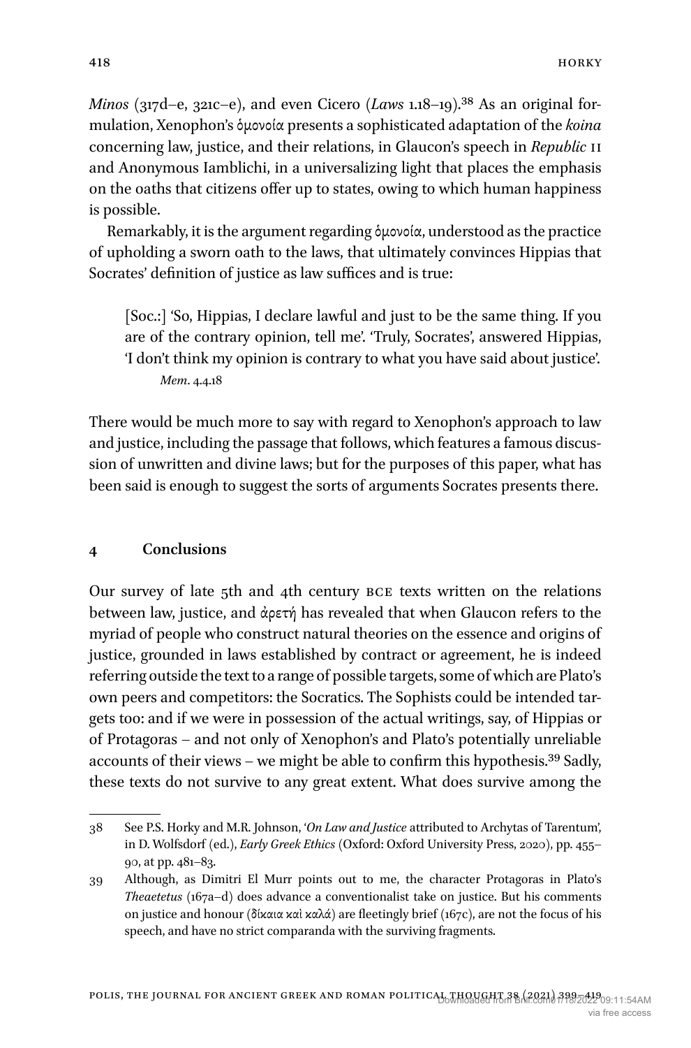*Minos* (317d–e, 321c–e), and even Cicero (*Laws* 1.18–19).[38] As an original formulation, Xenophon's ὁμονοία presents a sophisticated adaptation of the *koina* concerning law, justice, and their relations, in Glaucon's speech in *Republic* II and Anonymous Iamblichi, in a universalizing light that places the emphasis on the oaths that citizens offer up to states, owing to which human happiness is possible.

Remarkably, it is the argument regarding ὁμονοία, understood as the practice of upholding a sworn oath to the laws, that ultimately convinces Hippias that Socrates' definition of justice as law suffices and is true:

> [Soc.:] 'So, Hippias, I declare lawful and just to be the same thing. If you are of the contrary opinion, tell me'. 'Truly, Socrates', answered Hippias, 'I don't think my opinion is contrary to what you have said about justice'.
>
> *Mem*. 4.4.18

There would be much more to say with regard to Xenophon's approach to law and justice, including the passage that follows, which features a famous discussion of unwritten and divine laws; but for the purposes of this paper, what has been said is enough to suggest the sorts of arguments Socrates presents there.

## 4 Conclusions

Our survey of late 5th and 4th century BCE texts written on the relations between law, justice, and ἀρετή has revealed that when Glaucon refers to the myriad of people who construct natural theories on the essence and origins of justice, grounded in laws established by contract or agreement, he is indeed referring outside the text to a range of possible targets, some of which are Plato's own peers and competitors: the Socratics. The Sophists could be intended targets too: and if we were in possession of the actual writings, say, of Hippias or of Protagoras – and not only of Xenophon's and Plato's potentially unreliable accounts of their views – we might be able to confirm this hypothesis.[39] Sadly, these texts do not survive to any great extent. What does survive among the

---

38 See P.S. Horky and M.R. Johnson, '*On Law and Justice* attributed to Archytas of Tarentum', in D. Wolfsdorf (ed.), *Early Greek Ethics* (Oxford: Oxford University Press, 2020), pp. 455–90, at pp. 481–83.

39 Although, as Dimitri El Murr points out to me, the character Protagoras in Plato's *Theaetetus* (167a–d) does advance a conventionalist take on justice. But his comments on justice and honour (δίκαια καὶ καλά) are fleetingly brief (167c), are not the focus of his speech, and have no strict comparanda with the surviving fragments.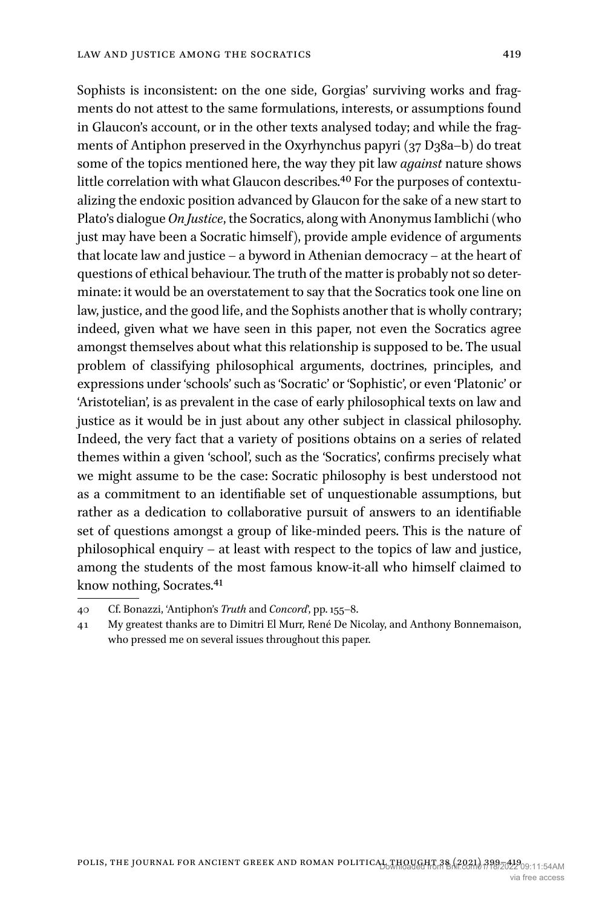Sophists is inconsistent: on the one side, Gorgias' surviving works and fragments do not attest to the same formulations, interests, or assumptions found in Glaucon's account, or in the other texts analysed today; and while the fragments of Antiphon preserved in the Oxyrhynchus papyri (37 D38a–b) do treat some of the topics mentioned here, the way they pit law *against* nature shows little correlation with what Glaucon describes.[40] For the purposes of contextualizing the endoxic position advanced by Glaucon for the sake of a new start to Plato's dialogue *On Justice*, the Socratics, along with Anonymus Iamblichi (who just may have been a Socratic himself), provide ample evidence of arguments that locate law and justice – a byword in Athenian democracy – at the heart of questions of ethical behaviour. The truth of the matter is probably not so determinate: it would be an overstatement to say that the Socratics took one line on law, justice, and the good life, and the Sophists another that is wholly contrary; indeed, given what we have seen in this paper, not even the Socratics agree amongst themselves about what this relationship is supposed to be. The usual problem of classifying philosophical arguments, doctrines, principles, and expressions under 'schools' such as 'Socratic' or 'Sophistic', or even 'Platonic' or 'Aristotelian', is as prevalent in the case of early philosophical texts on law and justice as it would be in just about any other subject in classical philosophy. Indeed, the very fact that a variety of positions obtains on a series of related themes within a given 'school', such as the 'Socratics', confirms precisely what we might assume to be the case: Socratic philosophy is best understood not as a commitment to an identifiable set of unquestionable assumptions, but rather as a dedication to collaborative pursuit of answers to an identifiable set of questions amongst a group of like-minded peers. This is the nature of philosophical enquiry – at least with respect to the topics of law and justice, among the students of the most famous know-it-all who himself claimed to know nothing, Socrates.[41]

40 Cf. Bonazzi, 'Antiphon's *Truth* and *Concord*', pp. 155–8.

41 My greatest thanks are to Dimitri El Murr, René De Nicolay, and Anthony Bonnemaison, who pressed me on several issues throughout this paper.